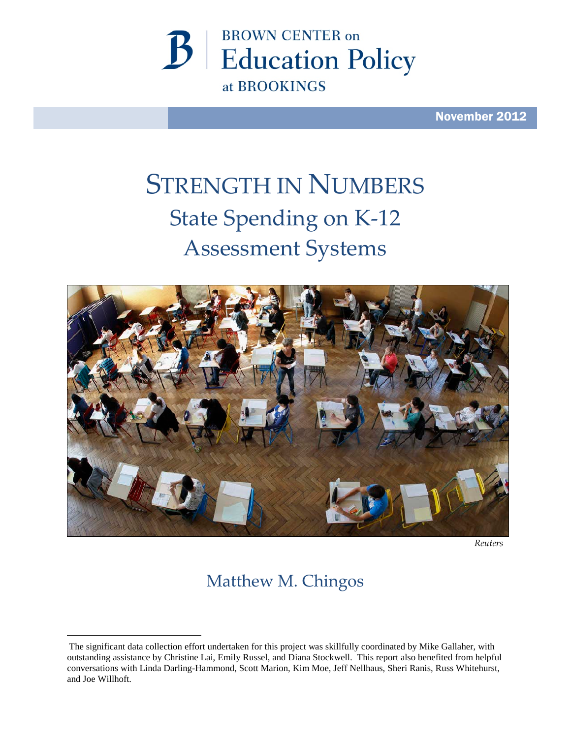BROWN CENTER on
Education Policy
at BROOKINGS

November 2012

# STRENGTH IN NUMBERS

## State Spending on K-12 Assessment Systems

*Reuters*

Matthew M. Chingos

---

The significant data collection effort undertaken for this project was skillfully coordinated by Mike Gallaher, with outstanding assistance by Christine Lai, Emily Russel, and Diana Stockwell. This report also benefited from helpful conversations with Linda Darling-Hammond, Scott Marion, Kim Moe, Jeff Nellhaus, Sheri Ranis, Russ Whitehurst, and Joe Willhoft.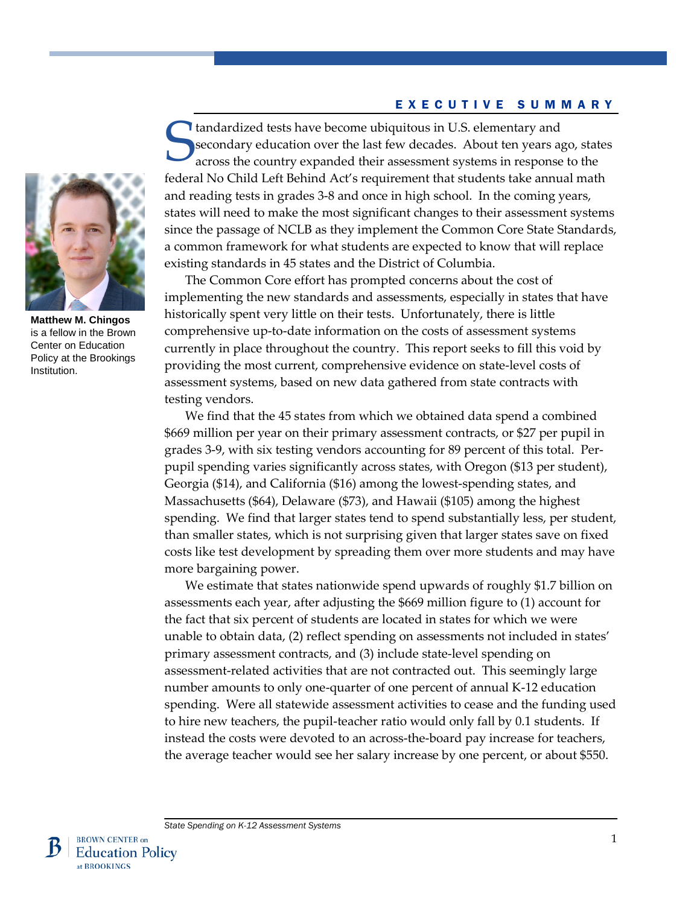## EXECUTIVE SUMMARY

**Matthew M. Chingos** is a fellow in the Brown Center on Education Policy at the Brookings Institution.

Standardized tests have become ubiquitous in U.S. elementary and secondary education over the last few decades. About ten years ago, states across the country expanded their assessment systems in response to the federal No Child Left Behind Act's requirement that students take annual math and reading tests in grades 3-8 and once in high school. In the coming years, states will need to make the most significant changes to their assessment systems since the passage of NCLB as they implement the Common Core State Standards, a common framework for what students are expected to know that will replace existing standards in 45 states and the District of Columbia.

The Common Core effort has prompted concerns about the cost of implementing the new standards and assessments, especially in states that have historically spent very little on their tests. Unfortunately, there is little comprehensive up-to-date information on the costs of assessment systems currently in place throughout the country. This report seeks to fill this void by providing the most current, comprehensive evidence on state-level costs of assessment systems, based on new data gathered from state contracts with testing vendors.

We find that the 45 states from which we obtained data spend a combined $669 million per year on their primary assessment contracts, or $27 per pupil in grades 3-9, with six testing vendors accounting for 89 percent of this total. Per-pupil spending varies significantly across states, with Oregon ($13 per student), Georgia ($14), and California ($16) among the lowest-spending states, and Massachusetts ($64), Delaware ($73), and Hawaii ($105) among the highest spending. We find that larger states tend to spend substantially less, per student, than smaller states, which is not surprising given that larger states save on fixed costs like test development by spreading them over more students and may have more bargaining power.

We estimate that states nationwide spend upwards of roughly $1.7 billion on assessments each year, after adjusting the $669 million figure to (1) account for the fact that six percent of students are located in states for which we were unable to obtain data, (2) reflect spending on assessments not included in states' primary assessment contracts, and (3) include state-level spending on assessment-related activities that are not contracted out. This seemingly large number amounts to only one-quarter of one percent of annual K-12 education spending. Were all statewide assessment activities to cease and the funding used to hire new teachers, the pupil-teacher ratio would only fall by 0.1 students. If instead the costs were devoted to an across-the-board pay increase for teachers, the average teacher would see her salary increase by one percent, or about $550.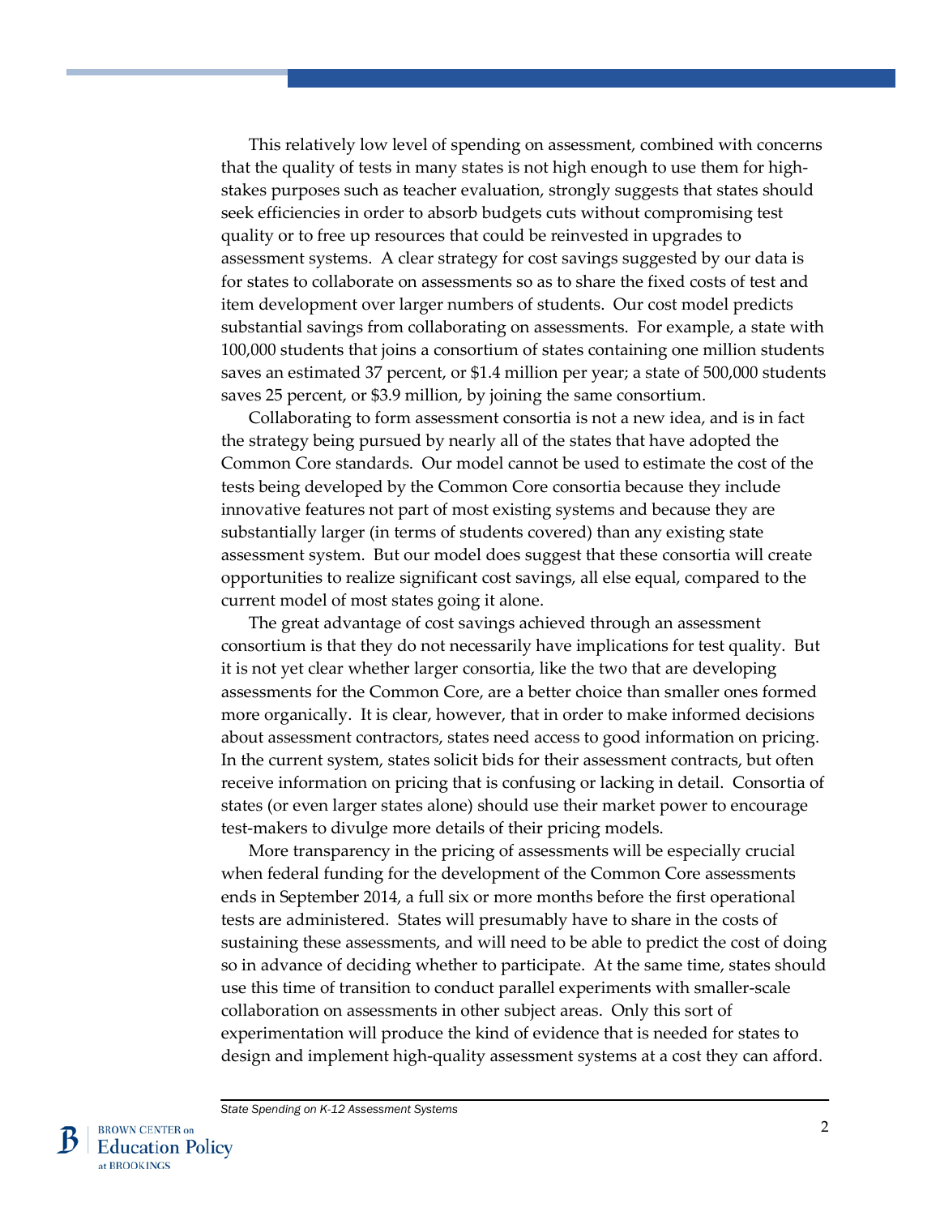This relatively low level of spending on assessment, combined with concerns that the quality of tests in many states is not high enough to use them for high-stakes purposes such as teacher evaluation, strongly suggests that states should seek efficiencies in order to absorb budgets cuts without compromising test quality or to free up resources that could be reinvested in upgrades to assessment systems. A clear strategy for cost savings suggested by our data is for states to collaborate on assessments so as to share the fixed costs of test and item development over larger numbers of students. Our cost model predicts substantial savings from collaborating on assessments. For example, a state with 100,000 students that joins a consortium of states containing one million students saves an estimated 37 percent, or $1.4 million per year; a state of 500,000 students saves 25 percent, or $3.9 million, by joining the same consortium.

Collaborating to form assessment consortia is not a new idea, and is in fact the strategy being pursued by nearly all of the states that have adopted the Common Core standards. Our model cannot be used to estimate the cost of the tests being developed by the Common Core consortia because they include innovative features not part of most existing systems and because they are substantially larger (in terms of students covered) than any existing state assessment system. But our model does suggest that these consortia will create opportunities to realize significant cost savings, all else equal, compared to the current model of most states going it alone.

The great advantage of cost savings achieved through an assessment consortium is that they do not necessarily have implications for test quality. But it is not yet clear whether larger consortia, like the two that are developing assessments for the Common Core, are a better choice than smaller ones formed more organically. It is clear, however, that in order to make informed decisions about assessment contractors, states need access to good information on pricing. In the current system, states solicit bids for their assessment contracts, but often receive information on pricing that is confusing or lacking in detail. Consortia of states (or even larger states alone) should use their market power to encourage test-makers to divulge more details of their pricing models.

More transparency in the pricing of assessments will be especially crucial when federal funding for the development of the Common Core assessments ends in September 2014, a full six or more months before the first operational tests are administered. States will presumably have to share in the costs of sustaining these assessments, and will need to be able to predict the cost of doing so in advance of deciding whether to participate. At the same time, states should use this time of transition to conduct parallel experiments with smaller-scale collaboration on assessments in other subject areas. Only this sort of experimentation will produce the kind of evidence that is needed for states to design and implement high-quality assessment systems at a cost they can afford.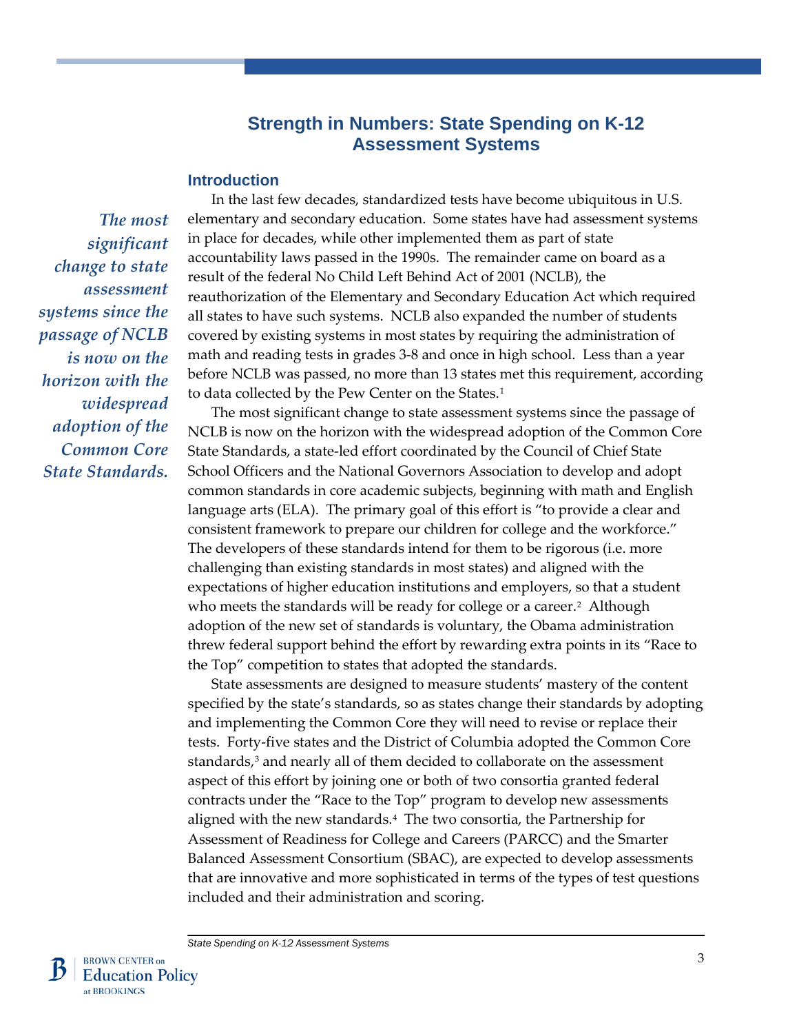# Strength in Numbers: State Spending on K-12 Assessment Systems

## Introduction

*The most significant change to state assessment systems since the passage of NCLB is now on the horizon with the widespread adoption of the Common Core State Standards.*

In the last few decades, standardized tests have become ubiquitous in U.S. elementary and secondary education. Some states have had assessment systems in place for decades, while other implemented them as part of state accountability laws passed in the 1990s. The remainder came on board as a result of the federal No Child Left Behind Act of 2001 (NCLB), the reauthorization of the Elementary and Secondary Education Act which required all states to have such systems. NCLB also expanded the number of students covered by existing systems in most states by requiring the administration of math and reading tests in grades 3-8 and once in high school. Less than a year before NCLB was passed, no more than 13 states met this requirement, according to data collected by the Pew Center on the States.[1]

The most significant change to state assessment systems since the passage of NCLB is now on the horizon with the widespread adoption of the Common Core State Standards, a state-led effort coordinated by the Council of Chief State School Officers and the National Governors Association to develop and adopt common standards in core academic subjects, beginning with math and English language arts (ELA). The primary goal of this effort is "to provide a clear and consistent framework to prepare our children for college and the workforce." The developers of these standards intend for them to be rigorous (i.e. more challenging than existing standards in most states) and aligned with the expectations of higher education institutions and employers, so that a student who meets the standards will be ready for college or a career.[2] Although adoption of the new set of standards is voluntary, the Obama administration threw federal support behind the effort by rewarding extra points in its "Race to the Top" competition to states that adopted the standards.

State assessments are designed to measure students' mastery of the content specified by the state's standards, so as states change their standards by adopting and implementing the Common Core they will need to revise or replace their tests. Forty-five states and the District of Columbia adopted the Common Core standards,[3] and nearly all of them decided to collaborate on the assessment aspect of this effort by joining one or both of two consortia granted federal contracts under the "Race to the Top" program to develop new assessments aligned with the new standards.[4] The two consortia, the Partnership for Assessment of Readiness for College and Careers (PARCC) and the Smarter Balanced Assessment Consortium (SBAC), are expected to develop assessments that are innovative and more sophisticated in terms of the types of test questions included and their administration and scoring.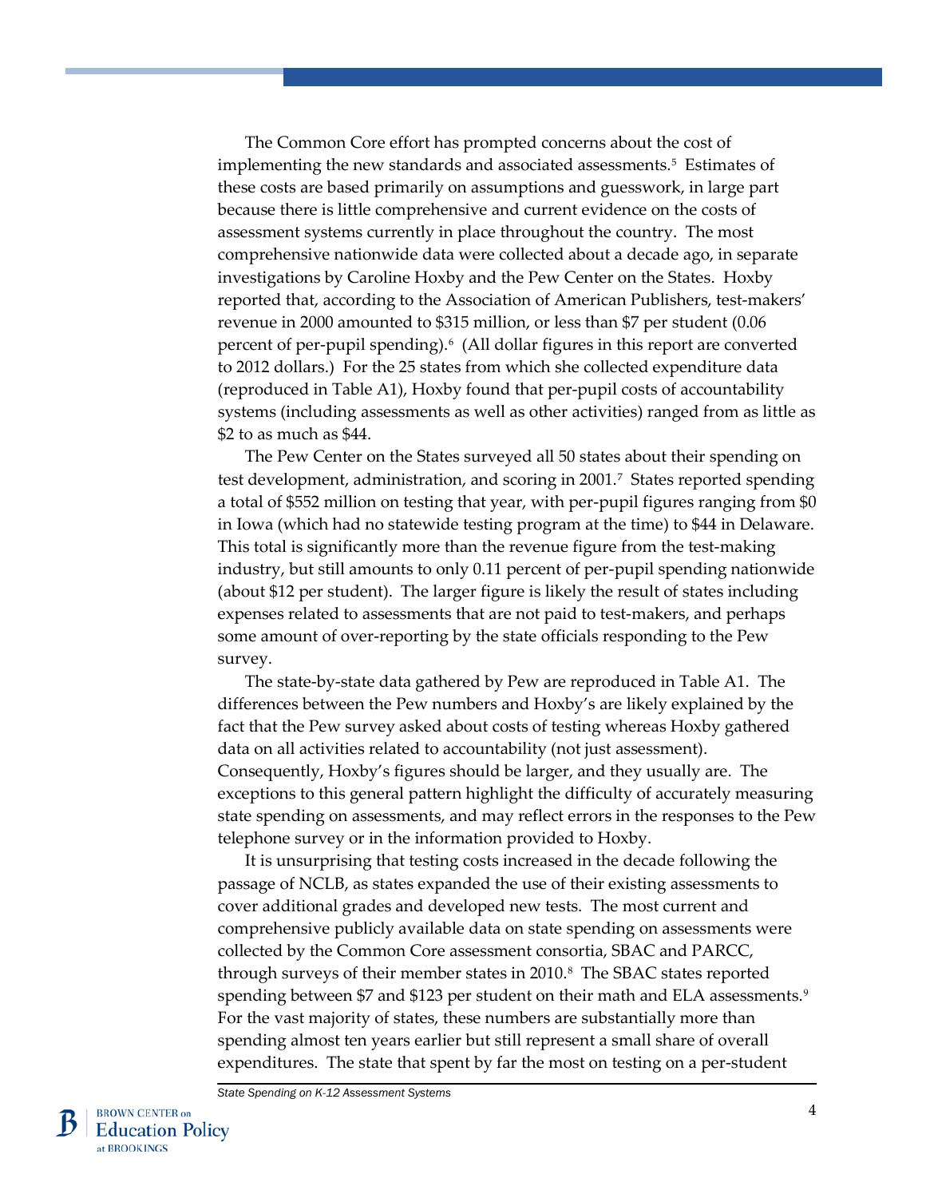The Common Core effort has prompted concerns about the cost of implementing the new standards and associated assessments.[5] Estimates of these costs are based primarily on assumptions and guesswork, in large part because there is little comprehensive and current evidence on the costs of assessment systems currently in place throughout the country. The most comprehensive nationwide data were collected about a decade ago, in separate investigations by Caroline Hoxby and the Pew Center on the States. Hoxby reported that, according to the Association of American Publishers, test-makers' revenue in 2000 amounted to $315 million, or less than $7 per student (0.06 percent of per-pupil spending).[6] (All dollar figures in this report are converted to 2012 dollars.) For the 25 states from which she collected expenditure data (reproduced in Table A1), Hoxby found that per-pupil costs of accountability systems (including assessments as well as other activities) ranged from as little as $2 to as much as $44.

The Pew Center on the States surveyed all 50 states about their spending on test development, administration, and scoring in 2001.[7] States reported spending a total of $552 million on testing that year, with per-pupil figures ranging from $0 in Iowa (which had no statewide testing program at the time) to $44 in Delaware. This total is significantly more than the revenue figure from the test-making industry, but still amounts to only 0.11 percent of per-pupil spending nationwide (about $12 per student). The larger figure is likely the result of states including expenses related to assessments that are not paid to test-makers, and perhaps some amount of over-reporting by the state officials responding to the Pew survey.

The state-by-state data gathered by Pew are reproduced in Table A1. The differences between the Pew numbers and Hoxby's are likely explained by the fact that the Pew survey asked about costs of testing whereas Hoxby gathered data on all activities related to accountability (not just assessment). Consequently, Hoxby's figures should be larger, and they usually are. The exceptions to this general pattern highlight the difficulty of accurately measuring state spending on assessments, and may reflect errors in the responses to the Pew telephone survey or in the information provided to Hoxby.

It is unsurprising that testing costs increased in the decade following the passage of NCLB, as states expanded the use of their existing assessments to cover additional grades and developed new tests. The most current and comprehensive publicly available data on state spending on assessments were collected by the Common Core assessment consortia, SBAC and PARCC, through surveys of their member states in 2010.[8] The SBAC states reported spending between $7 and $123 per student on their math and ELA assessments.[9] For the vast majority of states, these numbers are substantially more than spending almost ten years earlier but still represent a small share of overall expenditures. The state that spent by far the most on testing on a per-student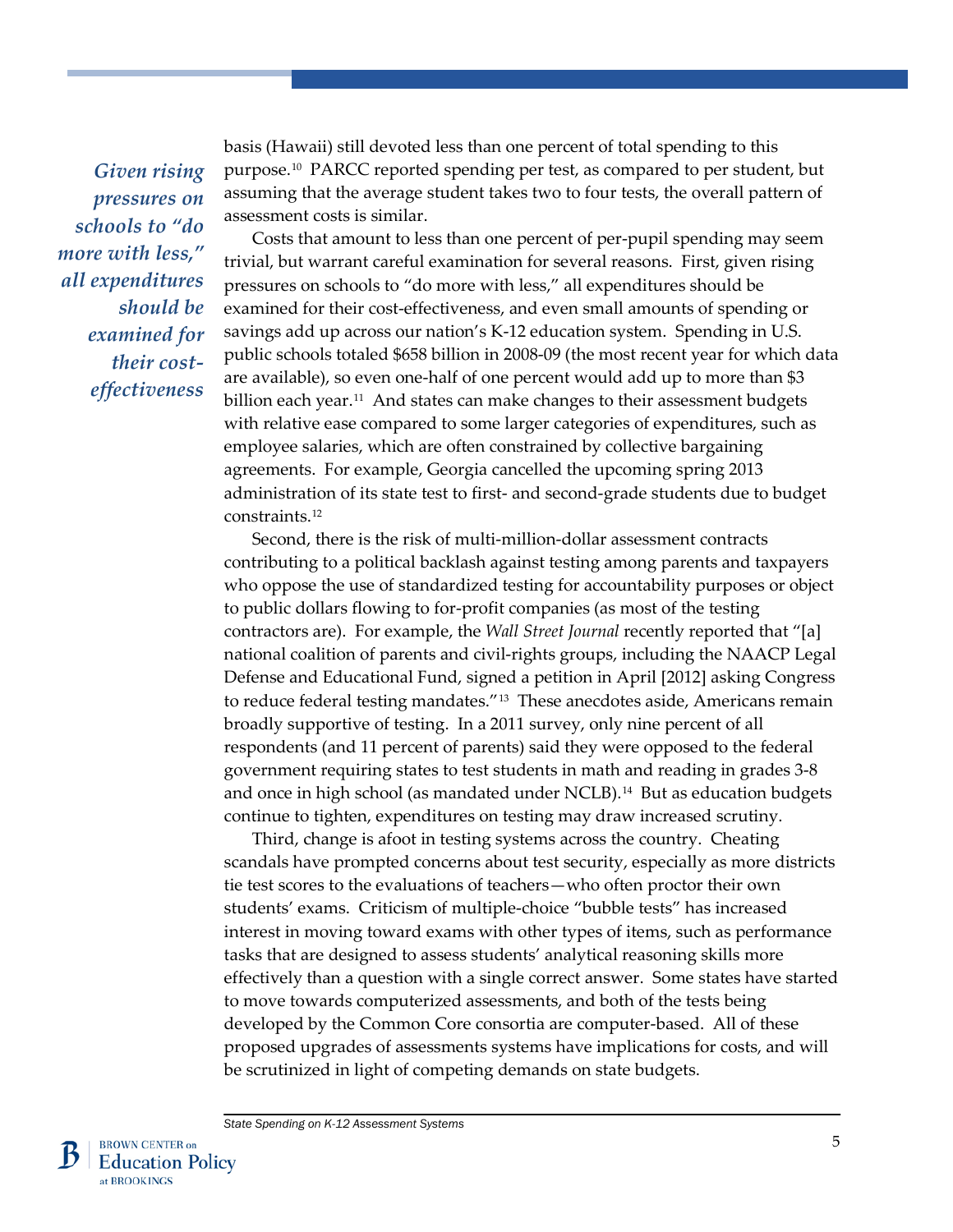basis (Hawaii) still devoted less than one percent of total spending to this purpose.[10] PARCC reported spending per test, as compared to per student, but assuming that the average student takes two to four tests, the overall pattern of assessment costs is similar.

*Given rising pressures on schools to "do more with less," all expenditures should be examined for their cost-effectiveness*

Costs that amount to less than one percent of per-pupil spending may seem trivial, but warrant careful examination for several reasons. First, given rising pressures on schools to "do more with less," all expenditures should be examined for their cost-effectiveness, and even small amounts of spending or savings add up across our nation's K-12 education system. Spending in U.S. public schools totaled $658 billion in 2008-09 (the most recent year for which data are available), so even one-half of one percent would add up to more than $3 billion each year.[11] And states can make changes to their assessment budgets with relative ease compared to some larger categories of expenditures, such as employee salaries, which are often constrained by collective bargaining agreements. For example, Georgia cancelled the upcoming spring 2013 administration of its state test to first- and second-grade students due to budget constraints.[12]

Second, there is the risk of multi-million-dollar assessment contracts contributing to a political backlash against testing among parents and taxpayers who oppose the use of standardized testing for accountability purposes or object to public dollars flowing to for-profit companies (as most of the testing contractors are). For example, the *Wall Street Journal* recently reported that "[a] national coalition of parents and civil-rights groups, including the NAACP Legal Defense and Educational Fund, signed a petition in April [2012] asking Congress to reduce federal testing mandates."[13] These anecdotes aside, Americans remain broadly supportive of testing. In a 2011 survey, only nine percent of all respondents (and 11 percent of parents) said they were opposed to the federal government requiring states to test students in math and reading in grades 3-8 and once in high school (as mandated under NCLB).[14] But as education budgets continue to tighten, expenditures on testing may draw increased scrutiny.

Third, change is afoot in testing systems across the country. Cheating scandals have prompted concerns about test security, especially as more districts tie test scores to the evaluations of teachers—who often proctor their own students' exams. Criticism of multiple-choice "bubble tests" has increased interest in moving toward exams with other types of items, such as performance tasks that are designed to assess students' analytical reasoning skills more effectively than a question with a single correct answer. Some states have started to move towards computerized assessments, and both of the tests being developed by the Common Core consortia are computer-based. All of these proposed upgrades of assessments systems have implications for costs, and will be scrutinized in light of competing demands on state budgets.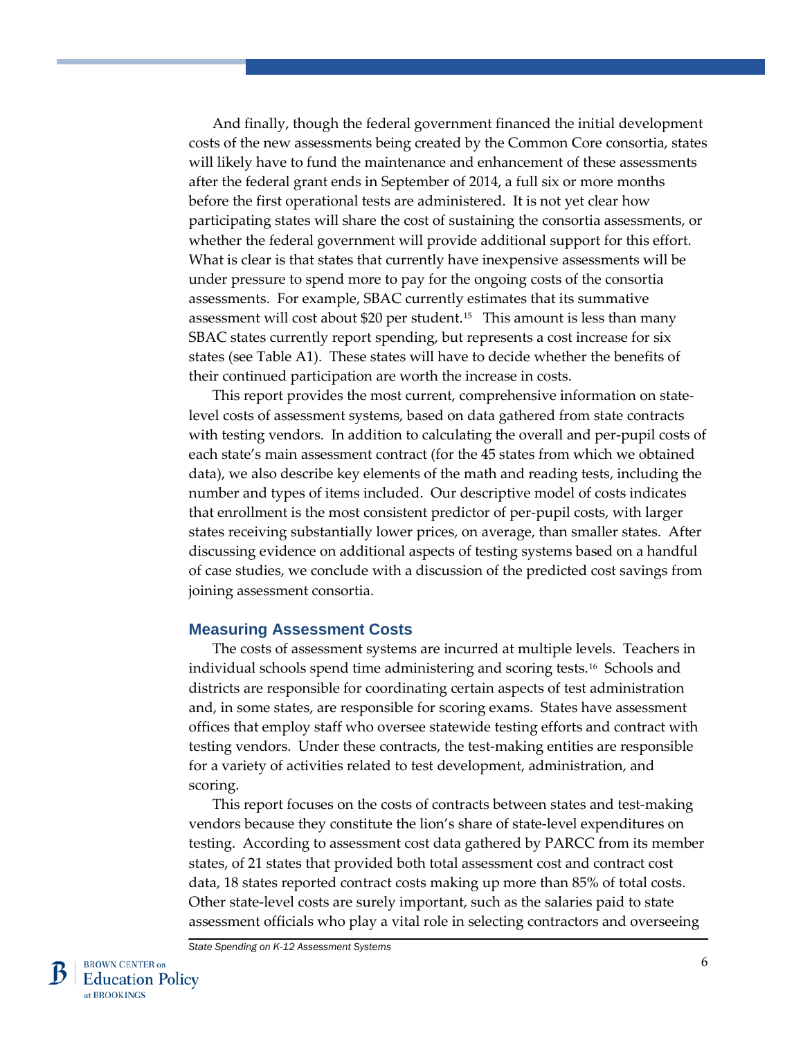And finally, though the federal government financed the initial development costs of the new assessments being created by the Common Core consortia, states will likely have to fund the maintenance and enhancement of these assessments after the federal grant ends in September of 2014, a full six or more months before the first operational tests are administered. It is not yet clear how participating states will share the cost of sustaining the consortia assessments, or whether the federal government will provide additional support for this effort. What is clear is that states that currently have inexpensive assessments will be under pressure to spend more to pay for the ongoing costs of the consortia assessments. For example, SBAC currently estimates that its summative assessment will cost about $20 per student.[15] This amount is less than many SBAC states currently report spending, but represents a cost increase for six states (see Table A1). These states will have to decide whether the benefits of their continued participation are worth the increase in costs.

This report provides the most current, comprehensive information on state-level costs of assessment systems, based on data gathered from state contracts with testing vendors. In addition to calculating the overall and per-pupil costs of each state's main assessment contract (for the 45 states from which we obtained data), we also describe key elements of the math and reading tests, including the number and types of items included. Our descriptive model of costs indicates that enrollment is the most consistent predictor of per-pupil costs, with larger states receiving substantially lower prices, on average, than smaller states. After discussing evidence on additional aspects of testing systems based on a handful of case studies, we conclude with a discussion of the predicted cost savings from joining assessment consortia.

## Measuring Assessment Costs

The costs of assessment systems are incurred at multiple levels. Teachers in individual schools spend time administering and scoring tests.[16] Schools and districts are responsible for coordinating certain aspects of test administration and, in some states, are responsible for scoring exams. States have assessment offices that employ staff who oversee statewide testing efforts and contract with testing vendors. Under these contracts, the test-making entities are responsible for a variety of activities related to test development, administration, and scoring.

This report focuses on the costs of contracts between states and test-making vendors because they constitute the lion's share of state-level expenditures on testing. According to assessment cost data gathered by PARCC from its member states, of 21 states that provided both total assessment cost and contract cost data, 18 states reported contract costs making up more than 85% of total costs. Other state-level costs are surely important, such as the salaries paid to state assessment officials who play a vital role in selecting contractors and overseeing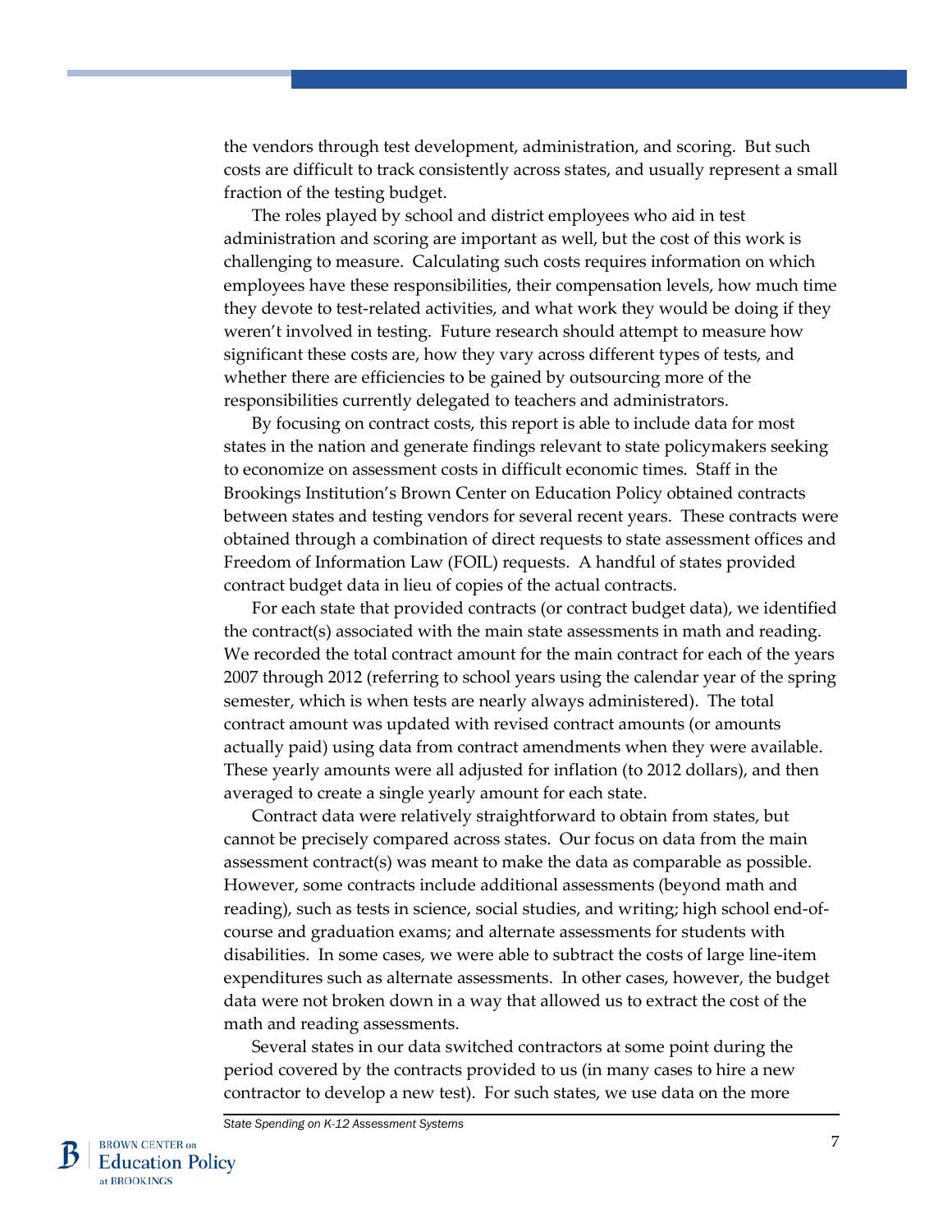the vendors through test development, administration, and scoring. But such costs are difficult to track consistently across states, and usually represent a small fraction of the testing budget.

The roles played by school and district employees who aid in test administration and scoring are important as well, but the cost of this work is challenging to measure. Calculating such costs requires information on which employees have these responsibilities, their compensation levels, how much time they devote to test-related activities, and what work they would be doing if they weren't involved in testing. Future research should attempt to measure how significant these costs are, how they vary across different types of tests, and whether there are efficiencies to be gained by outsourcing more of the responsibilities currently delegated to teachers and administrators.

By focusing on contract costs, this report is able to include data for most states in the nation and generate findings relevant to state policymakers seeking to economize on assessment costs in difficult economic times. Staff in the Brookings Institution's Brown Center on Education Policy obtained contracts between states and testing vendors for several recent years. These contracts were obtained through a combination of direct requests to state assessment offices and Freedom of Information Law (FOIL) requests. A handful of states provided contract budget data in lieu of copies of the actual contracts.

For each state that provided contracts (or contract budget data), we identified the contract(s) associated with the main state assessments in math and reading. We recorded the total contract amount for the main contract for each of the years 2007 through 2012 (referring to school years using the calendar year of the spring semester, which is when tests are nearly always administered). The total contract amount was updated with revised contract amounts (or amounts actually paid) using data from contract amendments when they were available. These yearly amounts were all adjusted for inflation (to 2012 dollars), and then averaged to create a single yearly amount for each state.

Contract data were relatively straightforward to obtain from states, but cannot be precisely compared across states. Our focus on data from the main assessment contract(s) was meant to make the data as comparable as possible. However, some contracts include additional assessments (beyond math and reading), such as tests in science, social studies, and writing; high school end-of-course and graduation exams; and alternate assessments for students with disabilities. In some cases, we were able to subtract the costs of large line-item expenditures such as alternate assessments. In other cases, however, the budget data were not broken down in a way that allowed us to extract the cost of the math and reading assessments.

Several states in our data switched contractors at some point during the period covered by the contracts provided to us (in many cases to hire a new contractor to develop a new test). For such states, we use data on the more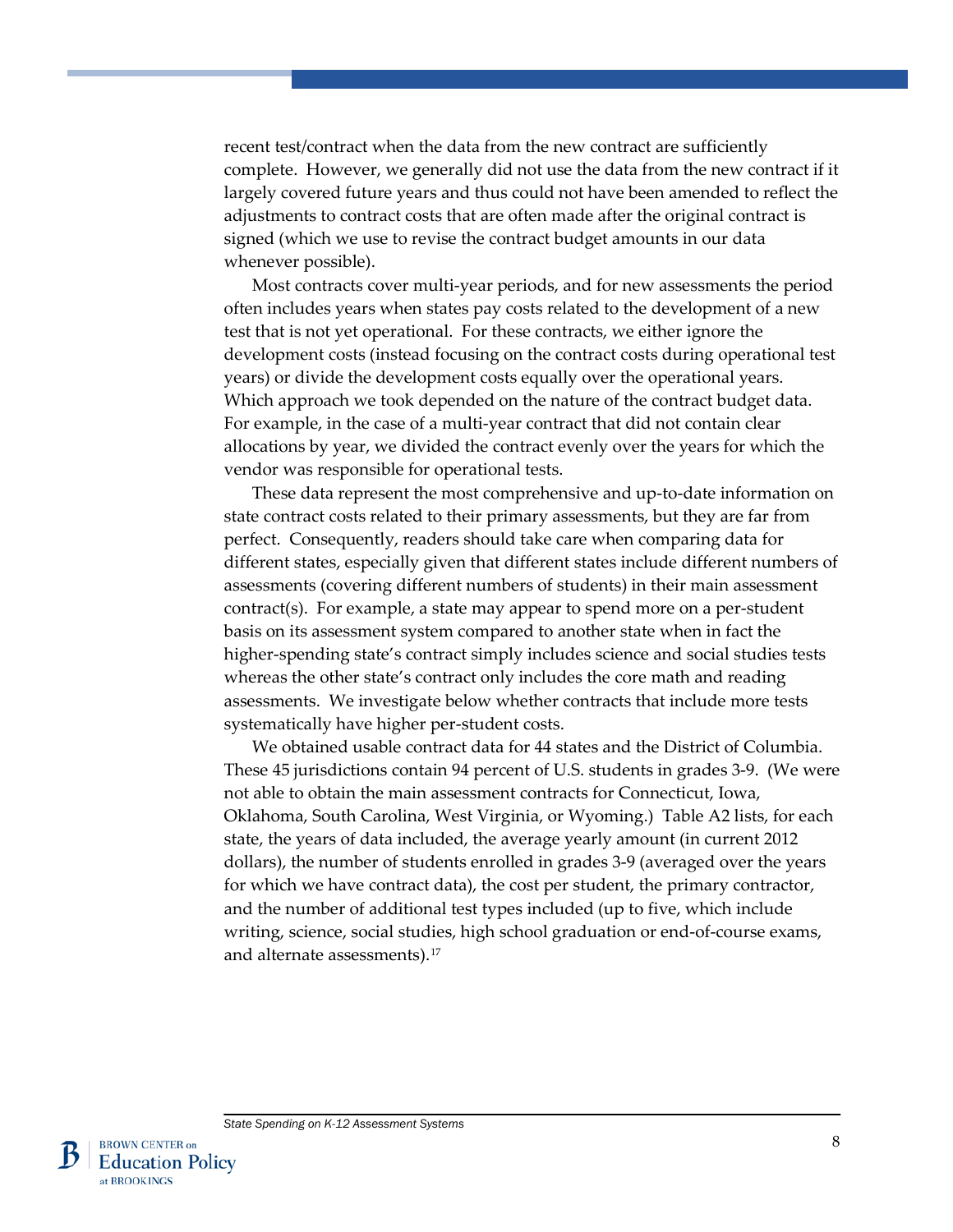recent test/contract when the data from the new contract are sufficiently complete. However, we generally did not use the data from the new contract if it largely covered future years and thus could not have been amended to reflect the adjustments to contract costs that are often made after the original contract is signed (which we use to revise the contract budget amounts in our data whenever possible).

Most contracts cover multi-year periods, and for new assessments the period often includes years when states pay costs related to the development of a new test that is not yet operational. For these contracts, we either ignore the development costs (instead focusing on the contract costs during operational test years) or divide the development costs equally over the operational years. Which approach we took depended on the nature of the contract budget data. For example, in the case of a multi-year contract that did not contain clear allocations by year, we divided the contract evenly over the years for which the vendor was responsible for operational tests.

These data represent the most comprehensive and up-to-date information on state contract costs related to their primary assessments, but they are far from perfect. Consequently, readers should take care when comparing data for different states, especially given that different states include different numbers of assessments (covering different numbers of students) in their main assessment contract(s). For example, a state may appear to spend more on a per-student basis on its assessment system compared to another state when in fact the higher-spending state's contract simply includes science and social studies tests whereas the other state's contract only includes the core math and reading assessments. We investigate below whether contracts that include more tests systematically have higher per-student costs.

We obtained usable contract data for 44 states and the District of Columbia. These 45 jurisdictions contain 94 percent of U.S. students in grades 3-9. (We were not able to obtain the main assessment contracts for Connecticut, Iowa, Oklahoma, South Carolina, West Virginia, or Wyoming.) Table A2 lists, for each state, the years of data included, the average yearly amount (in current 2012 dollars), the number of students enrolled in grades 3-9 (averaged over the years for which we have contract data), the cost per student, the primary contractor, and the number of additional test types included (up to five, which include writing, science, social studies, high school graduation or end-of-course exams, and alternate assessments).[17]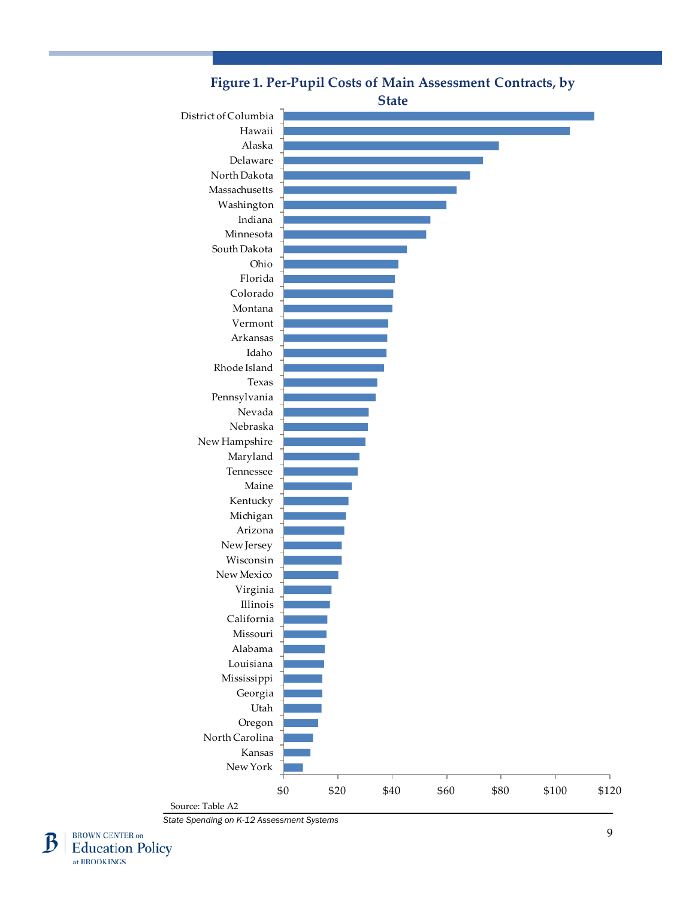**Figure 1. Per-Pupil Costs of Main Assessment Contracts, by State**

District of Columbia
Hawaii
Alaska
Delaware
North Dakota
Massachusetts
Washington
Indiana
Minnesota
South Dakota
Ohio
Florida
Colorado
Montana
Vermont
Arkansas
Idaho
Rhode Island
Texas
Pennsylvania
Nevada
Nebraska
New Hampshire
Maryland
Tennessee
Maine
Kentucky
Michigan
Arizona
New Jersey
Wisconsin
New Mexico
Virginia
Illinois
California
Missouri
Alabama
Louisiana
Mississippi
Georgia
Utah
Oregon
North Carolina
Kansas
New York

$0 $20 $40 $60 $80 $100 $120

Source: Table A2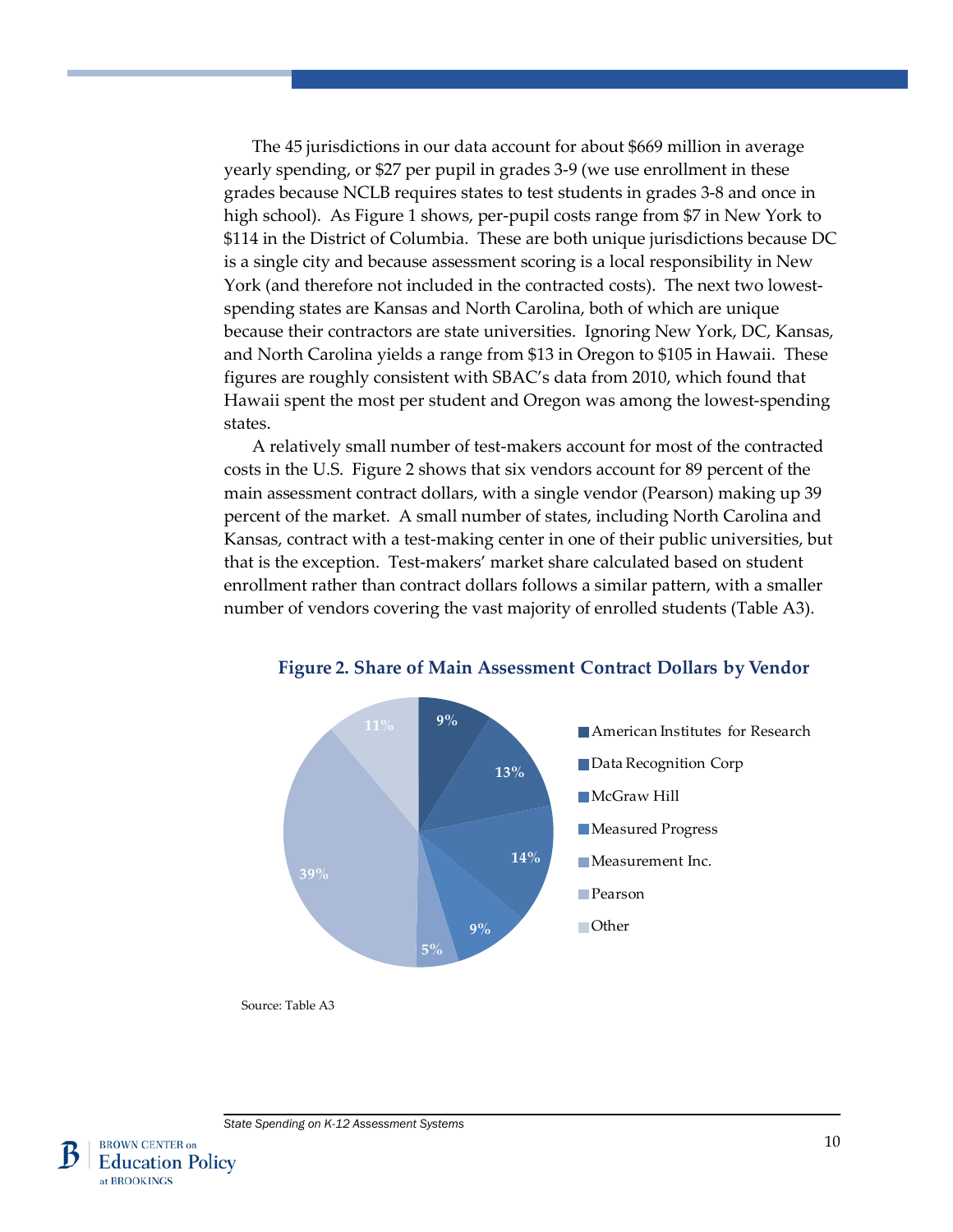The 45 jurisdictions in our data account for about $669 million in average yearly spending, or $27 per pupil in grades 3-9 (we use enrollment in these grades because NCLB requires states to test students in grades 3-8 and once in high school). As Figure 1 shows, per-pupil costs range from $7 in New York to $114 in the District of Columbia. These are both unique jurisdictions because DC is a single city and because assessment scoring is a local responsibility in New York (and therefore not included in the contracted costs). The next two lowest-spending states are Kansas and North Carolina, both of which are unique because their contractors are state universities. Ignoring New York, DC, Kansas, and North Carolina yields a range from $13 in Oregon to $105 in Hawaii. These figures are roughly consistent with SBAC's data from 2010, which found that Hawaii spent the most per student and Oregon was among the lowest-spending states.

A relatively small number of test-makers account for most of the contracted costs in the U.S. Figure 2 shows that six vendors account for 89 percent of the main assessment contract dollars, with a single vendor (Pearson) making up 39 percent of the market. A small number of states, including North Carolina and Kansas, contract with a test-making center in one of their public universities, but that is the exception. Test-makers' market share calculated based on student enrollment rather than contract dollars follows a similar pattern, with a smaller number of vendors covering the vast majority of enrolled students (Table A3).

**Figure 2. Share of Main Assessment Contract Dollars by Vendor**

| Vendor | Share |
|---|---|
| American Institutes for Research | 9% |
| Data Recognition Corp | 13% |
| McGraw Hill | 14% |
| Measured Progress | 9% |
| Measurement Inc. | 5% |
| Pearson | 39% |
| Other | 11% |

Source: Table A3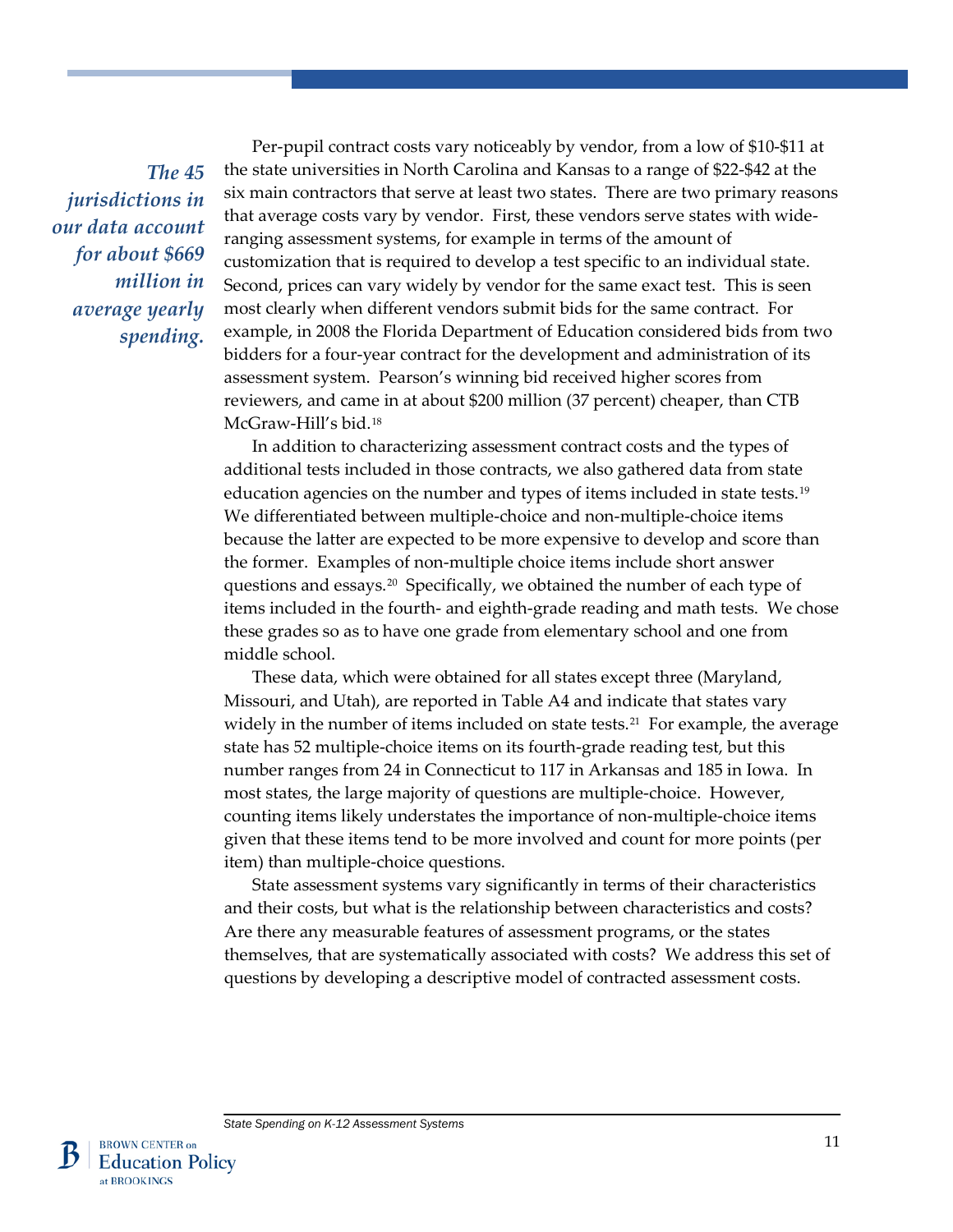*The 45 jurisdictions in our data account for about $669 million in average yearly spending.*

Per-pupil contract costs vary noticeably by vendor, from a low of $10-$11 at the state universities in North Carolina and Kansas to a range of $22-$42 at the six main contractors that serve at least two states. There are two primary reasons that average costs vary by vendor. First, these vendors serve states with wide-ranging assessment systems, for example in terms of the amount of customization that is required to develop a test specific to an individual state. Second, prices can vary widely by vendor for the same exact test. This is seen most clearly when different vendors submit bids for the same contract. For example, in 2008 the Florida Department of Education considered bids from two bidders for a four-year contract for the development and administration of its assessment system. Pearson's winning bid received higher scores from reviewers, and came in at about $200 million (37 percent) cheaper, than CTB McGraw-Hill's bid.[18]

In addition to characterizing assessment contract costs and the types of additional tests included in those contracts, we also gathered data from state education agencies on the number and types of items included in state tests.[19] We differentiated between multiple-choice and non-multiple-choice items because the latter are expected to be more expensive to develop and score than the former. Examples of non-multiple choice items include short answer questions and essays.[20] Specifically, we obtained the number of each type of items included in the fourth- and eighth-grade reading and math tests. We chose these grades so as to have one grade from elementary school and one from middle school.

These data, which were obtained for all states except three (Maryland, Missouri, and Utah), are reported in Table A4 and indicate that states vary widely in the number of items included on state tests.[21] For example, the average state has 52 multiple-choice items on its fourth-grade reading test, but this number ranges from 24 in Connecticut to 117 in Arkansas and 185 in Iowa. In most states, the large majority of questions are multiple-choice. However, counting items likely understates the importance of non-multiple-choice items given that these items tend to be more involved and count for more points (per item) than multiple-choice questions.

State assessment systems vary significantly in terms of their characteristics and their costs, but what is the relationship between characteristics and costs? Are there any measurable features of assessment programs, or the states themselves, that are systematically associated with costs? We address this set of questions by developing a descriptive model of contracted assessment costs.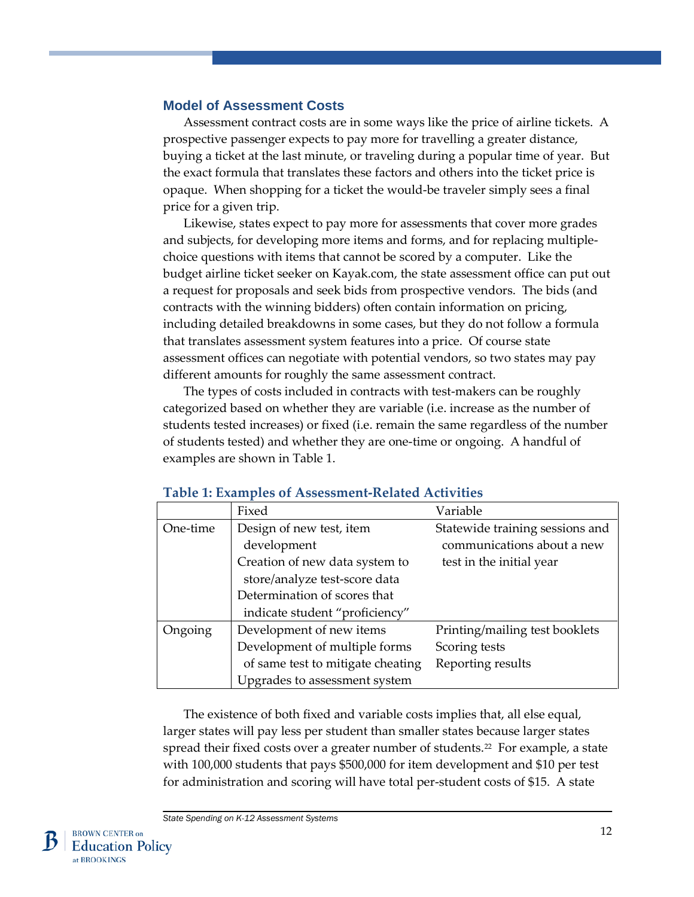## Model of Assessment Costs

Assessment contract costs are in some ways like the price of airline tickets. A prospective passenger expects to pay more for travelling a greater distance, buying a ticket at the last minute, or traveling during a popular time of year. But the exact formula that translates these factors and others into the ticket price is opaque. When shopping for a ticket the would-be traveler simply sees a final price for a given trip.

Likewise, states expect to pay more for assessments that cover more grades and subjects, for developing more items and forms, and for replacing multiple-choice questions with items that cannot be scored by a computer. Like the budget airline ticket seeker on Kayak.com, the state assessment office can put out a request for proposals and seek bids from prospective vendors. The bids (and contracts with the winning bidders) often contain information on pricing, including detailed breakdowns in some cases, but they do not follow a formula that translates assessment system features into a price. Of course state assessment offices can negotiate with potential vendors, so two states may pay different amounts for roughly the same assessment contract.

The types of costs included in contracts with test-makers can be roughly categorized based on whether they are variable (i.e. increase as the number of students tested increases) or fixed (i.e. remain the same regardless of the number of students tested) and whether they are one-time or ongoing. A handful of examples are shown in Table 1.

**Table 1: Examples of Assessment-Related Activities**

| | Fixed | Variable |
|---|---|---|
| One-time | Design of new test, item development<br>Creation of new data system to store/analyze test-score data<br>Determination of scores that indicate student "proficiency" | Statewide training sessions and communications about a new test in the initial year |
| Ongoing | Development of new items<br>Development of multiple forms of same test to mitigate cheating<br>Upgrades to assessment system | Printing/mailing test booklets<br>Scoring tests<br>Reporting results |

The existence of both fixed and variable costs implies that, all else equal, larger states will pay less per student than smaller states because larger states spread their fixed costs over a greater number of students.[22] For example, a state with 100,000 students that pays $500,000 for item development and $10 per test for administration and scoring will have total per-student costs of $15. A state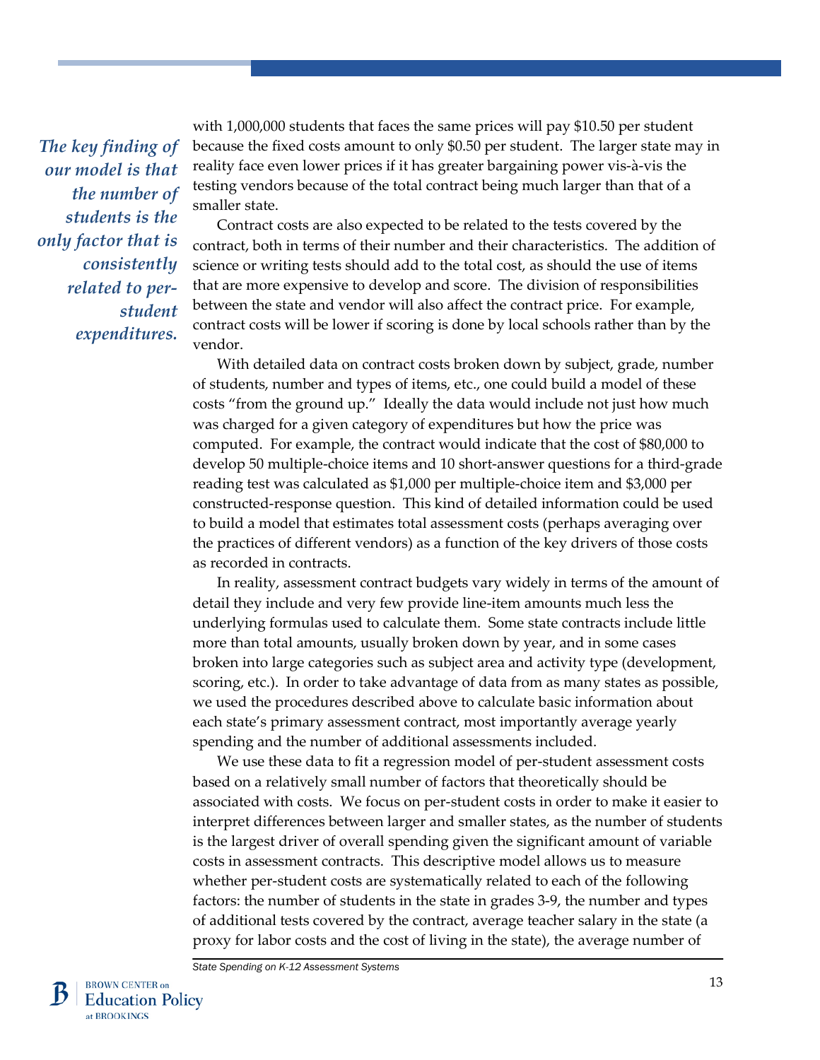*The key finding of our model is that the number of students is the only factor that is consistently related to per-student expenditures.*

with 1,000,000 students that faces the same prices will pay $10.50 per student because the fixed costs amount to only $0.50 per student. The larger state may in reality face even lower prices if it has greater bargaining power vis-à-vis the testing vendors because of the total contract being much larger than that of a smaller state.

Contract costs are also expected to be related to the tests covered by the contract, both in terms of their number and their characteristics. The addition of science or writing tests should add to the total cost, as should the use of items that are more expensive to develop and score. The division of responsibilities between the state and vendor will also affect the contract price. For example, contract costs will be lower if scoring is done by local schools rather than by the vendor.

With detailed data on contract costs broken down by subject, grade, number of students, number and types of items, etc., one could build a model of these costs "from the ground up." Ideally the data would include not just how much was charged for a given category of expenditures but how the price was computed. For example, the contract would indicate that the cost of $80,000 to develop 50 multiple-choice items and 10 short-answer questions for a third-grade reading test was calculated as $1,000 per multiple-choice item and $3,000 per constructed-response question. This kind of detailed information could be used to build a model that estimates total assessment costs (perhaps averaging over the practices of different vendors) as a function of the key drivers of those costs as recorded in contracts.

In reality, assessment contract budgets vary widely in terms of the amount of detail they include and very few provide line-item amounts much less the underlying formulas used to calculate them. Some state contracts include little more than total amounts, usually broken down by year, and in some cases broken into large categories such as subject area and activity type (development, scoring, etc.). In order to take advantage of data from as many states as possible, we used the procedures described above to calculate basic information about each state's primary assessment contract, most importantly average yearly spending and the number of additional assessments included.

We use these data to fit a regression model of per-student assessment costs based on a relatively small number of factors that theoretically should be associated with costs. We focus on per-student costs in order to make it easier to interpret differences between larger and smaller states, as the number of students is the largest driver of overall spending given the significant amount of variable costs in assessment contracts. This descriptive model allows us to measure whether per-student costs are systematically related to each of the following factors: the number of students in the state in grades 3-9, the number and types of additional tests covered by the contract, average teacher salary in the state (a proxy for labor costs and the cost of living in the state), the average number of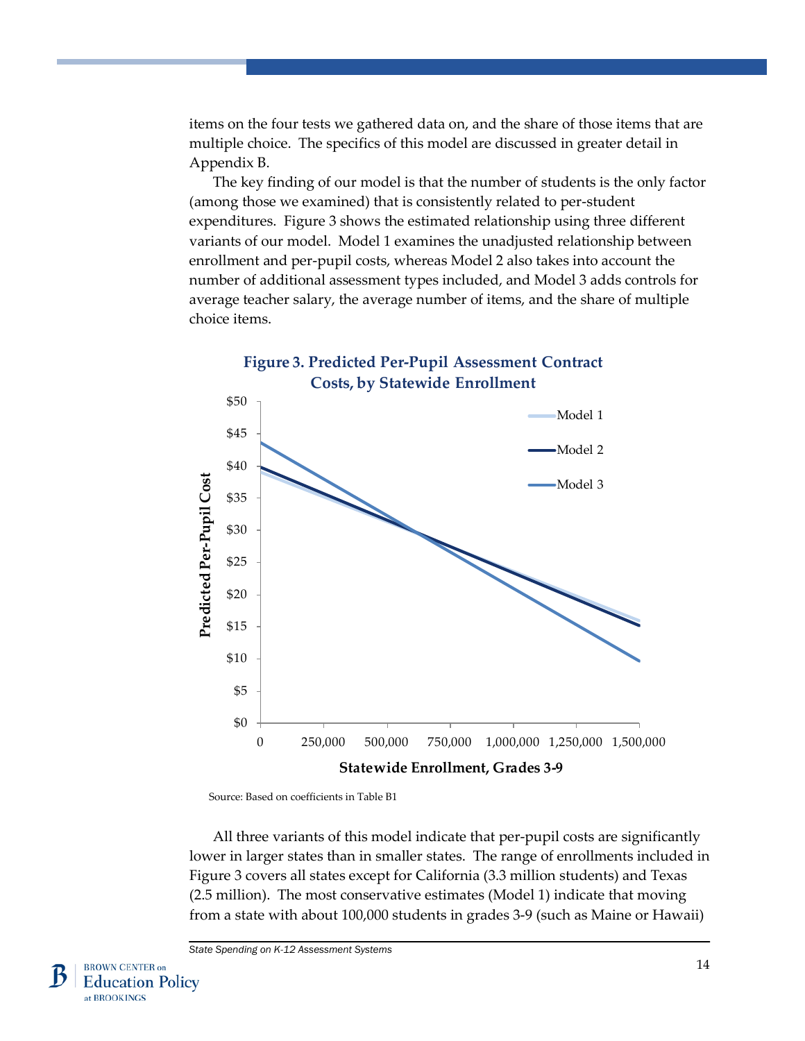items on the four tests we gathered data on, and the share of those items that are multiple choice. The specifics of this model are discussed in greater detail in Appendix B.

The key finding of our model is that the number of students is the only factor (among those we examined) that is consistently related to per-student expenditures. Figure 3 shows the estimated relationship using three different variants of our model. Model 1 examines the unadjusted relationship between enrollment and per-pupil costs, whereas Model 2 also takes into account the number of additional assessment types included, and Model 3 adds controls for average teacher salary, the average number of items, and the share of multiple choice items.

**Figure 3. Predicted Per-Pupil Assessment Contract Costs, by Statewide Enrollment**

Source: Based on coefficients in Table B1

All three variants of this model indicate that per-pupil costs are significantly lower in larger states than in smaller states. The range of enrollments included in Figure 3 covers all states except for California (3.3 million students) and Texas (2.5 million). The most conservative estimates (Model 1) indicate that moving from a state with about 100,000 students in grades 3-9 (such as Maine or Hawaii)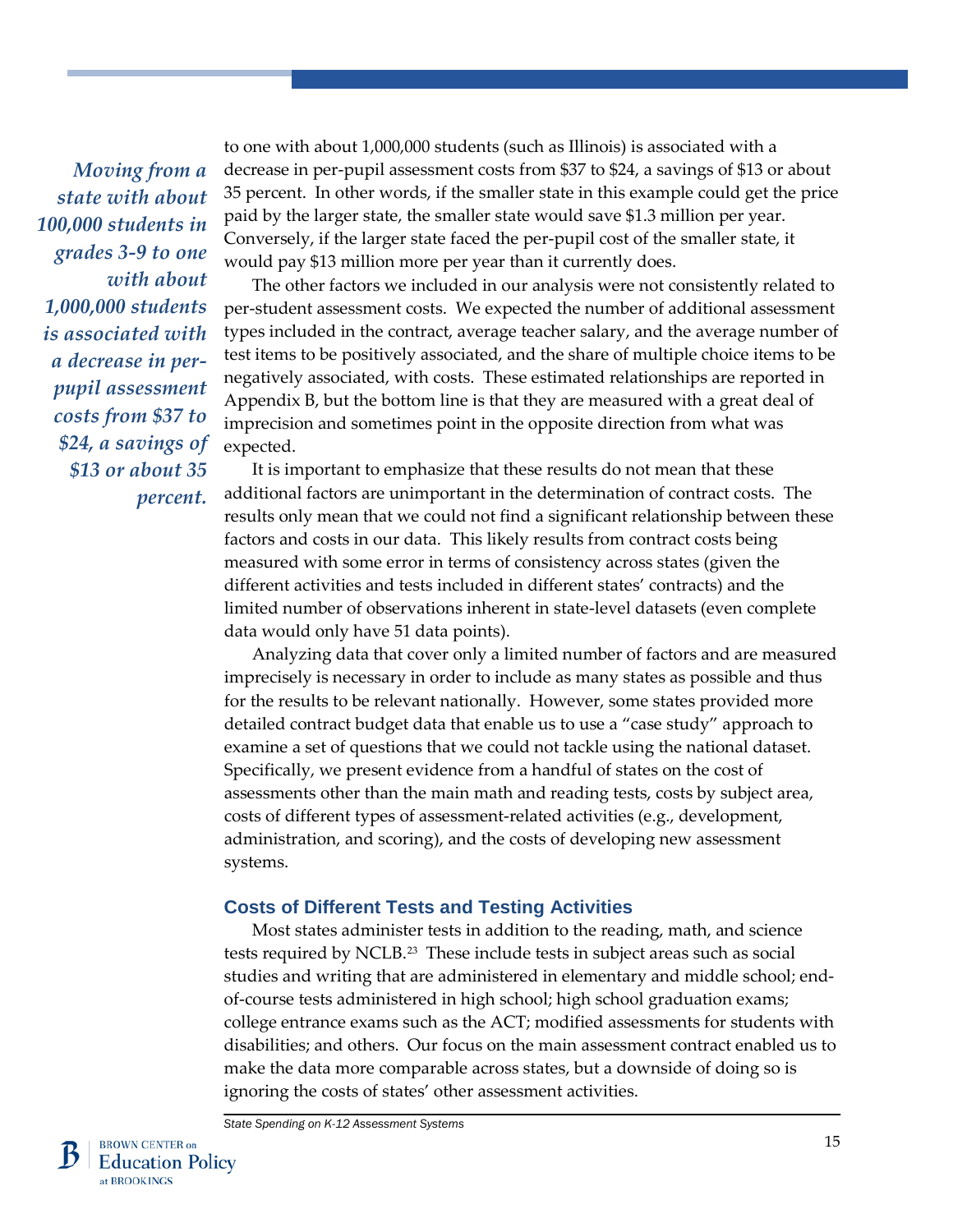*Moving from a state with about 100,000 students in grades 3-9 to one with about 1,000,000 students is associated with a decrease in per-pupil assessment costs from $37 to $24, a savings of $13 or about 35 percent.*

to one with about 1,000,000 students (such as Illinois) is associated with a decrease in per-pupil assessment costs from $37 to $24, a savings of $13 or about 35 percent. In other words, if the smaller state in this example could get the price paid by the larger state, the smaller state would save $1.3 million per year. Conversely, if the larger state faced the per-pupil cost of the smaller state, it would pay $13 million more per year than it currently does.

The other factors we included in our analysis were not consistently related to per-student assessment costs. We expected the number of additional assessment types included in the contract, average teacher salary, and the average number of test items to be positively associated, and the share of multiple choice items to be negatively associated, with costs. These estimated relationships are reported in Appendix B, but the bottom line is that they are measured with a great deal of imprecision and sometimes point in the opposite direction from what was expected.

It is important to emphasize that these results do not mean that these additional factors are unimportant in the determination of contract costs. The results only mean that we could not find a significant relationship between these factors and costs in our data. This likely results from contract costs being measured with some error in terms of consistency across states (given the different activities and tests included in different states' contracts) and the limited number of observations inherent in state-level datasets (even complete data would only have 51 data points).

Analyzing data that cover only a limited number of factors and are measured imprecisely is necessary in order to include as many states as possible and thus for the results to be relevant nationally. However, some states provided more detailed contract budget data that enable us to use a "case study" approach to examine a set of questions that we could not tackle using the national dataset. Specifically, we present evidence from a handful of states on the cost of assessments other than the main math and reading tests, costs by subject area, costs of different types of assessment-related activities (e.g., development, administration, and scoring), and the costs of developing new assessment systems.

### Costs of Different Tests and Testing Activities

Most states administer tests in addition to the reading, math, and science tests required by NCLB.[23] These include tests in subject areas such as social studies and writing that are administered in elementary and middle school; end-of-course tests administered in high school; high school graduation exams; college entrance exams such as the ACT; modified assessments for students with disabilities; and others. Our focus on the main assessment contract enabled us to make the data more comparable across states, but a downside of doing so is ignoring the costs of states' other assessment activities.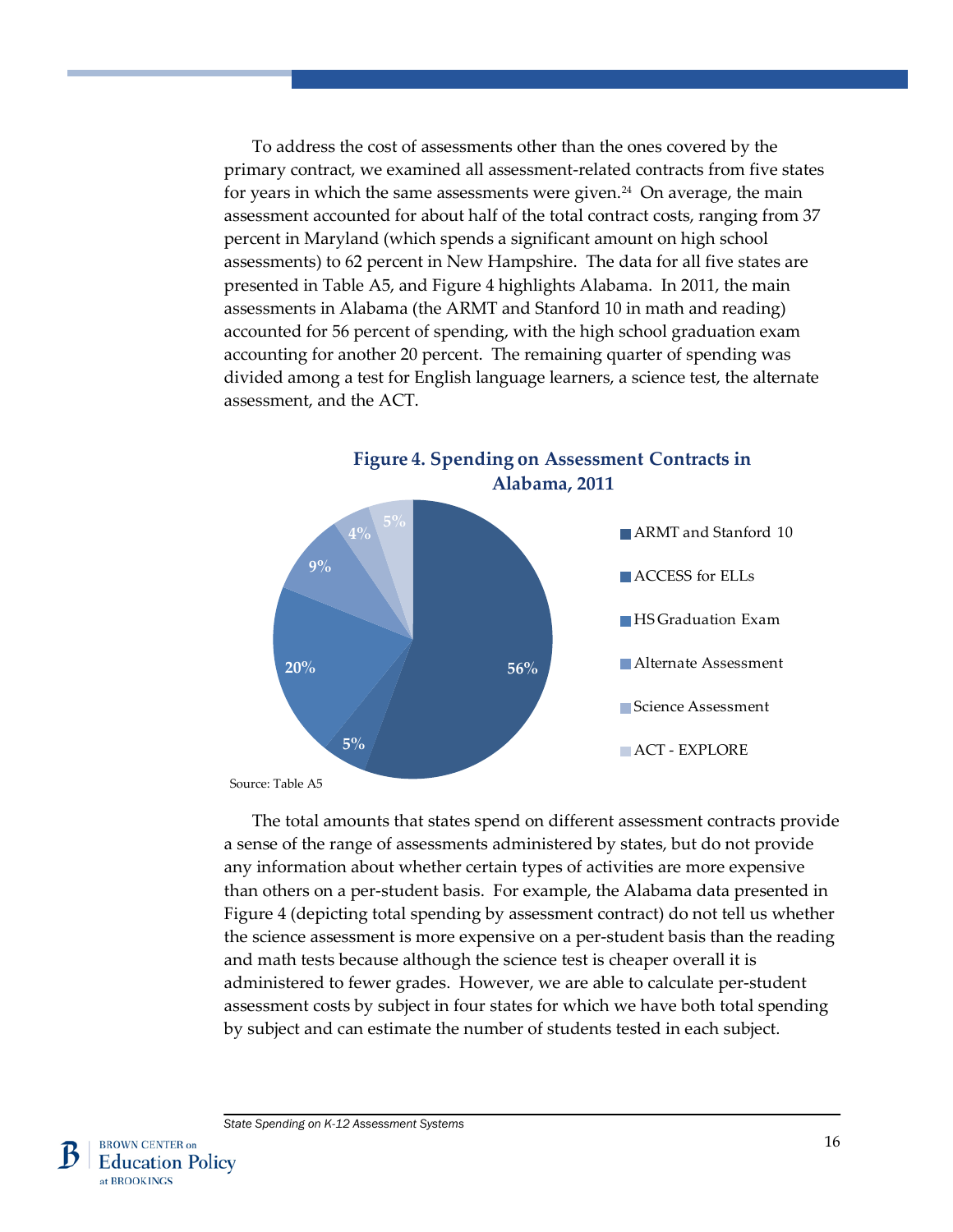To address the cost of assessments other than the ones covered by the primary contract, we examined all assessment-related contracts from five states for years in which the same assessments were given.[24] On average, the main assessment accounted for about half of the total contract costs, ranging from 37 percent in Maryland (which spends a significant amount on high school assessments) to 62 percent in New Hampshire. The data for all five states are presented in Table A5, and Figure 4 highlights Alabama. In 2011, the main assessments in Alabama (the ARMT and Stanford 10 in math and reading) accounted for 56 percent of spending, with the high school graduation exam accounting for another 20 percent. The remaining quarter of spending was divided among a test for English language learners, a science test, the alternate assessment, and the ACT.

**Figure 4. Spending on Assessment Contracts in Alabama, 2011**

| Assessment | Share of spending |
|---|---|
| ARMT and Stanford 10 | 56% |
| ACCESS for ELLs | 5% |
| HS Graduation Exam | 20% |
| Alternate Assessment | 9% |
| Science Assessment | 4% |
| ACT - EXPLORE | 5% |

Source: Table A5

The total amounts that states spend on different assessment contracts provide a sense of the range of assessments administered by states, but do not provide any information about whether certain types of activities are more expensive than others on a per-student basis. For example, the Alabama data presented in Figure 4 (depicting total spending by assessment contract) do not tell us whether the science assessment is more expensive on a per-student basis than the reading and math tests because although the science test is cheaper overall it is administered to fewer grades. However, we are able to calculate per-student assessment costs by subject in four states for which we have both total spending by subject and can estimate the number of students tested in each subject.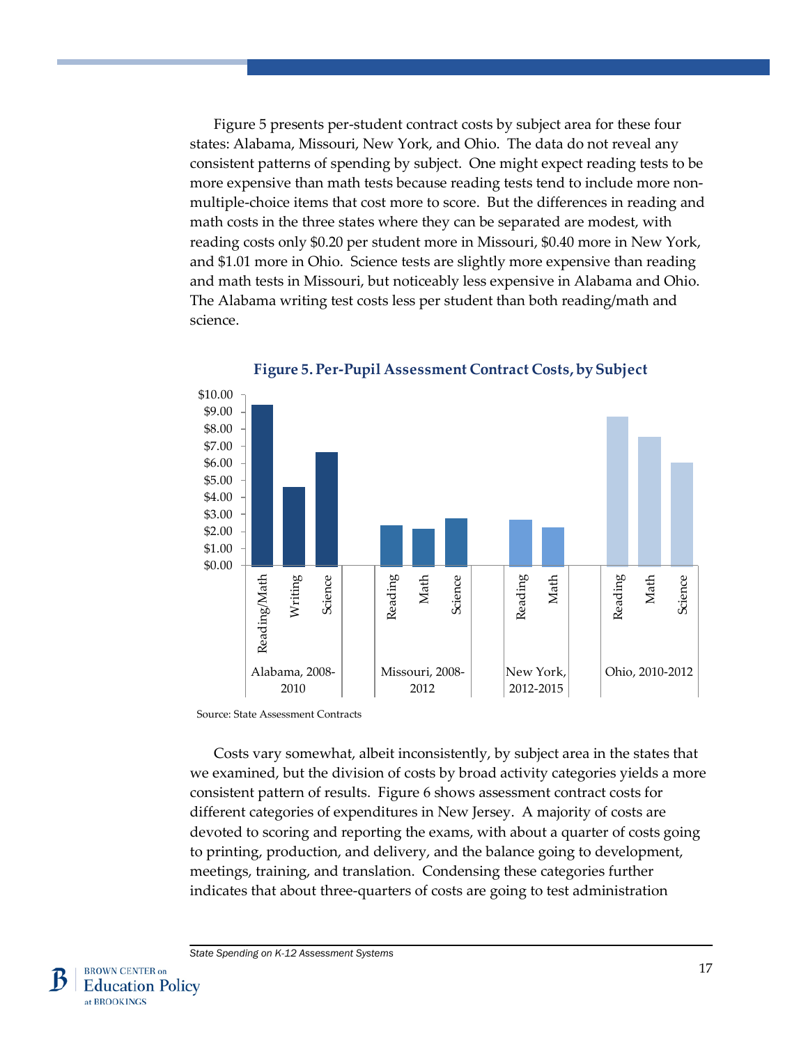Figure 5 presents per-student contract costs by subject area for these four states: Alabama, Missouri, New York, and Ohio. The data do not reveal any consistent patterns of spending by subject. One might expect reading tests to be more expensive than math tests because reading tests tend to include more non-multiple-choice items that cost more to score. But the differences in reading and math costs in the three states where they can be separated are modest, with reading costs only $0.20 per student more in Missouri, $0.40 more in New York, and $1.01 more in Ohio. Science tests are slightly more expensive than reading and math tests in Missouri, but noticeably less expensive in Alabama and Ohio. The Alabama writing test costs less per student than both reading/math and science.

**Figure 5. Per-Pupil Assessment Contract Costs, by Subject**

Source: State Assessment Contracts

Costs vary somewhat, albeit inconsistently, by subject area in the states that we examined, but the division of costs by broad activity categories yields a more consistent pattern of results. Figure 6 shows assessment contract costs for different categories of expenditures in New Jersey. A majority of costs are devoted to scoring and reporting the exams, with about a quarter of costs going to printing, production, and delivery, and the balance going to development, meetings, training, and translation. Condensing these categories further indicates that about three-quarters of costs are going to test administration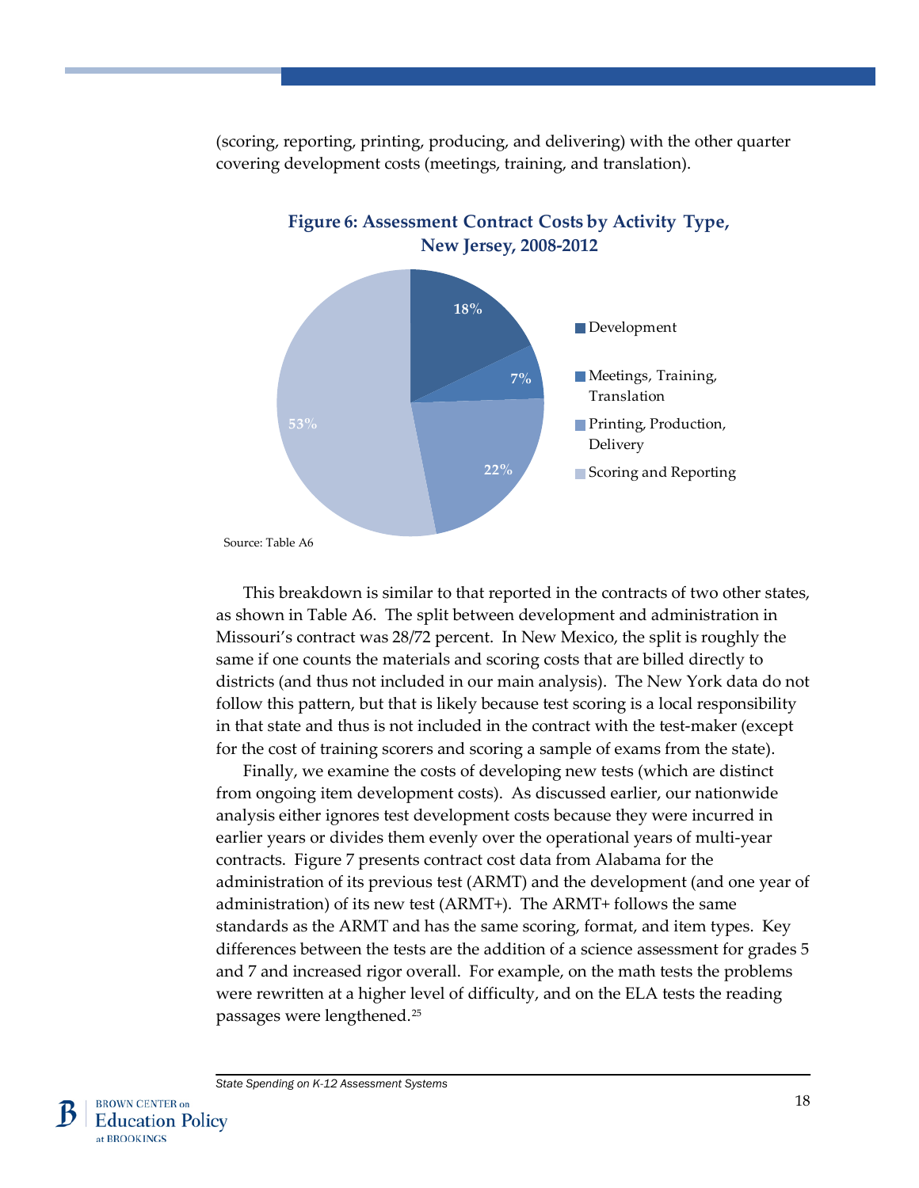(scoring, reporting, printing, producing, and delivering) with the other quarter covering development costs (meetings, training, and translation).

**Figure 6: Assessment Contract Costs by Activity Type, New Jersey, 2008-2012**

| Activity Type | Share |
| --- | --- |
| Development | 18% |
| Meetings, Training, Translation | 7% |
| Printing, Production, Delivery | 22% |
| Scoring and Reporting | 53% |

Source: Table A6

This breakdown is similar to that reported in the contracts of two other states, as shown in Table A6. The split between development and administration in Missouri's contract was 28/72 percent. In New Mexico, the split is roughly the same if one counts the materials and scoring costs that are billed directly to districts (and thus not included in our main analysis). The New York data do not follow this pattern, but that is likely because test scoring is a local responsibility in that state and thus is not included in the contract with the test-maker (except for the cost of training scorers and scoring a sample of exams from the state).

Finally, we examine the costs of developing new tests (which are distinct from ongoing item development costs). As discussed earlier, our nationwide analysis either ignores test development costs because they were incurred in earlier years or divides them evenly over the operational years of multi-year contracts. Figure 7 presents contract cost data from Alabama for the administration of its previous test (ARMT) and the development (and one year of administration) of its new test (ARMT+). The ARMT+ follows the same standards as the ARMT and has the same scoring, format, and item types. Key differences between the tests are the addition of a science assessment for grades 5 and 7 and increased rigor overall. For example, on the math tests the problems were rewritten at a higher level of difficulty, and on the ELA tests the reading passages were lengthened.[25]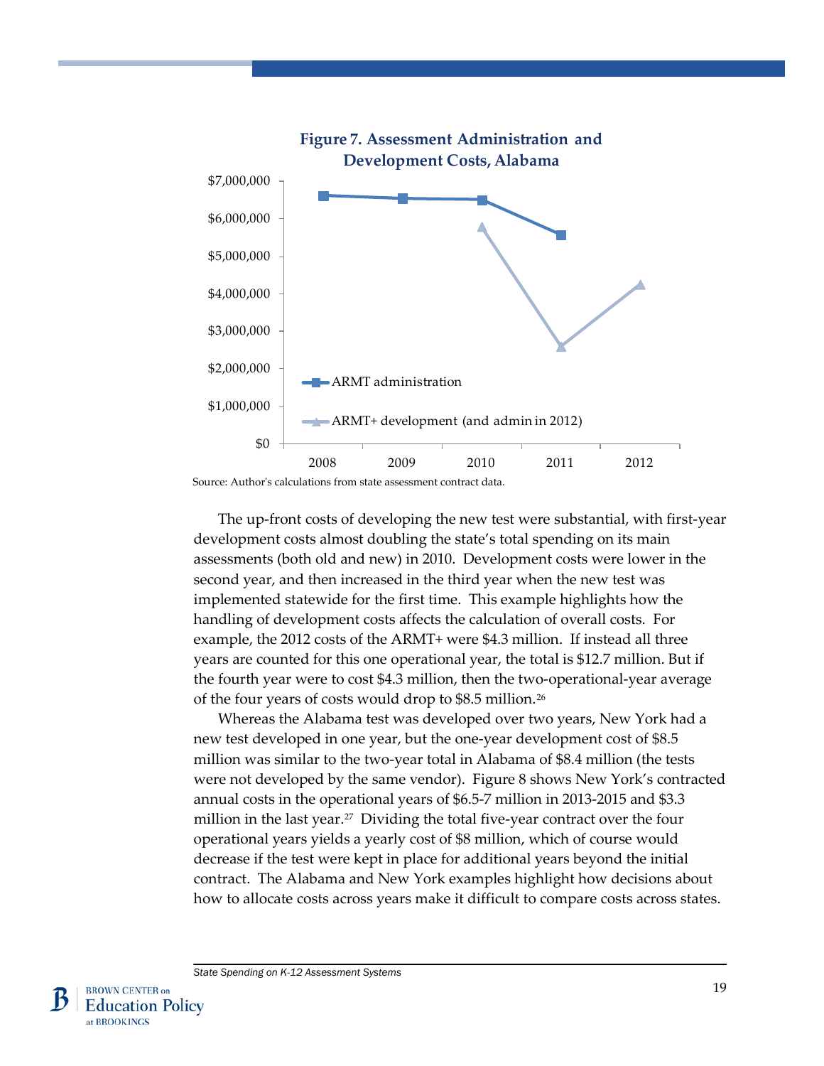**Figure 7. Assessment Administration and Development Costs, Alabama**

Source: Author's calculations from state assessment contract data.

The up-front costs of developing the new test were substantial, with first-year development costs almost doubling the state's total spending on its main assessments (both old and new) in 2010. Development costs were lower in the second year, and then increased in the third year when the new test was implemented statewide for the first time. This example highlights how the handling of development costs affects the calculation of overall costs. For example, the 2012 costs of the ARMT+ were $4.3 million. If instead all three years are counted for this one operational year, the total is $12.7 million. But if the fourth year were to cost $4.3 million, then the two-operational-year average of the four years of costs would drop to $8.5 million.[26]

Whereas the Alabama test was developed over two years, New York had a new test developed in one year, but the one-year development cost of $8.5 million was similar to the two-year total in Alabama of $8.4 million (the tests were not developed by the same vendor). Figure 8 shows New York's contracted annual costs in the operational years of $6.5-7 million in 2013-2015 and $3.3 million in the last year.[27] Dividing the total five-year contract over the four operational years yields a yearly cost of $8 million, which of course would decrease if the test were kept in place for additional years beyond the initial contract. The Alabama and New York examples highlight how decisions about how to allocate costs across years make it difficult to compare costs across states.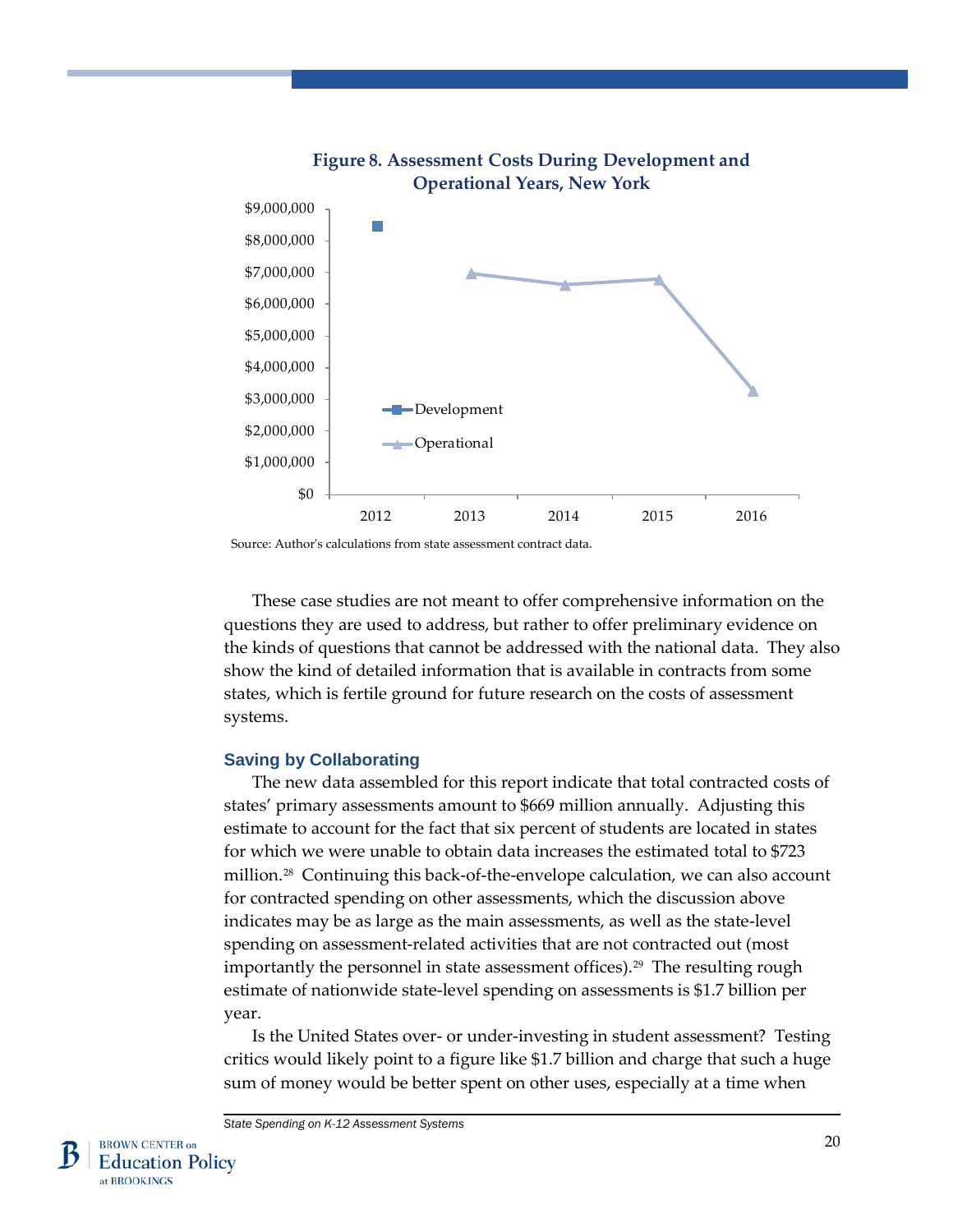**Figure 8. Assessment Costs During Development and Operational Years, New York**

Source: Author's calculations from state assessment contract data.

These case studies are not meant to offer comprehensive information on the questions they are used to address, but rather to offer preliminary evidence on the kinds of questions that cannot be addressed with the national data. They also show the kind of detailed information that is available in contracts from some states, which is fertile ground for future research on the costs of assessment systems.

### Saving by Collaborating

The new data assembled for this report indicate that total contracted costs of states' primary assessments amount to $669 million annually. Adjusting this estimate to account for the fact that six percent of students are located in states for which we were unable to obtain data increases the estimated total to $723 million.[28] Continuing this back-of-the-envelope calculation, we can also account for contracted spending on other assessments, which the discussion above indicates may be as large as the main assessments, as well as the state-level spending on assessment-related activities that are not contracted out (most importantly the personnel in state assessment offices).[29] The resulting rough estimate of nationwide state-level spending on assessments is $1.7 billion per year.

Is the United States over- or under-investing in student assessment? Testing critics would likely point to a figure like $1.7 billion and charge that such a huge sum of money would be better spent on other uses, especially at a time when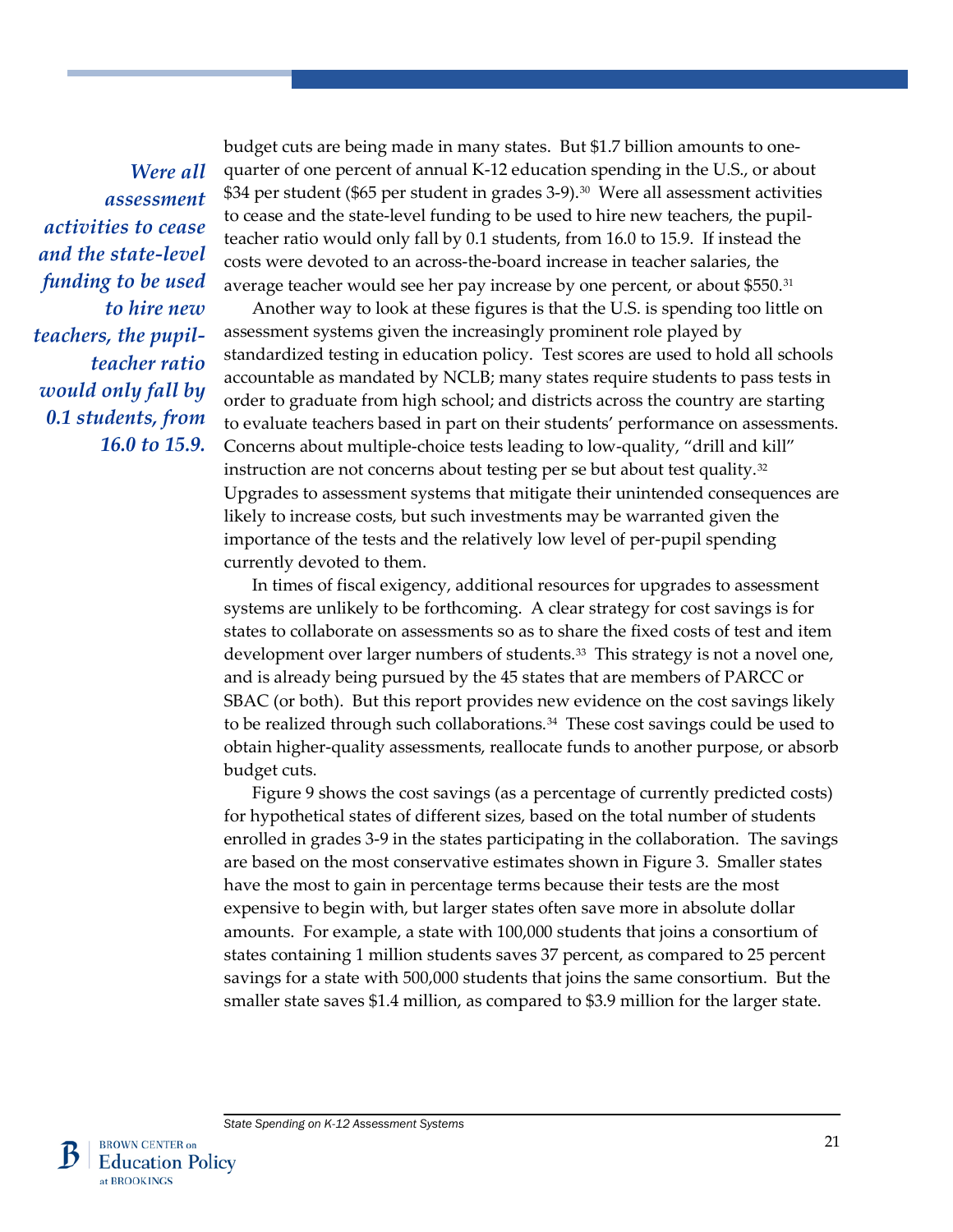*Were all assessment activities to cease and the state-level funding to be used to hire new teachers, the pupil-teacher ratio would only fall by 0.1 students, from 16.0 to 15.9.*

budget cuts are being made in many states. But $1.7 billion amounts to one-quarter of one percent of annual K-12 education spending in the U.S., or about $34 per student ($65 per student in grades 3-9).[30] Were all assessment activities to cease and the state-level funding to be used to hire new teachers, the pupil-teacher ratio would only fall by 0.1 students, from 16.0 to 15.9. If instead the costs were devoted to an across-the-board increase in teacher salaries, the average teacher would see her pay increase by one percent, or about $550.[31]

Another way to look at these figures is that the U.S. is spending too little on assessment systems given the increasingly prominent role played by standardized testing in education policy. Test scores are used to hold all schools accountable as mandated by NCLB; many states require students to pass tests in order to graduate from high school; and districts across the country are starting to evaluate teachers based in part on their students' performance on assessments. Concerns about multiple-choice tests leading to low-quality, "drill and kill" instruction are not concerns about testing per se but about test quality.[32] Upgrades to assessment systems that mitigate their unintended consequences are likely to increase costs, but such investments may be warranted given the importance of the tests and the relatively low level of per-pupil spending currently devoted to them.

In times of fiscal exigency, additional resources for upgrades to assessment systems are unlikely to be forthcoming. A clear strategy for cost savings is for states to collaborate on assessments so as to share the fixed costs of test and item development over larger numbers of students.[33] This strategy is not a novel one, and is already being pursued by the 45 states that are members of PARCC or SBAC (or both). But this report provides new evidence on the cost savings likely to be realized through such collaborations.[34] These cost savings could be used to obtain higher-quality assessments, reallocate funds to another purpose, or absorb budget cuts.

Figure 9 shows the cost savings (as a percentage of currently predicted costs) for hypothetical states of different sizes, based on the total number of students enrolled in grades 3-9 in the states participating in the collaboration. The savings are based on the most conservative estimates shown in Figure 3. Smaller states have the most to gain in percentage terms because their tests are the most expensive to begin with, but larger states often save more in absolute dollar amounts. For example, a state with 100,000 students that joins a consortium of states containing 1 million students saves 37 percent, as compared to 25 percent savings for a state with 500,000 students that joins the same consortium. But the smaller state saves $1.4 million, as compared to $3.9 million for the larger state.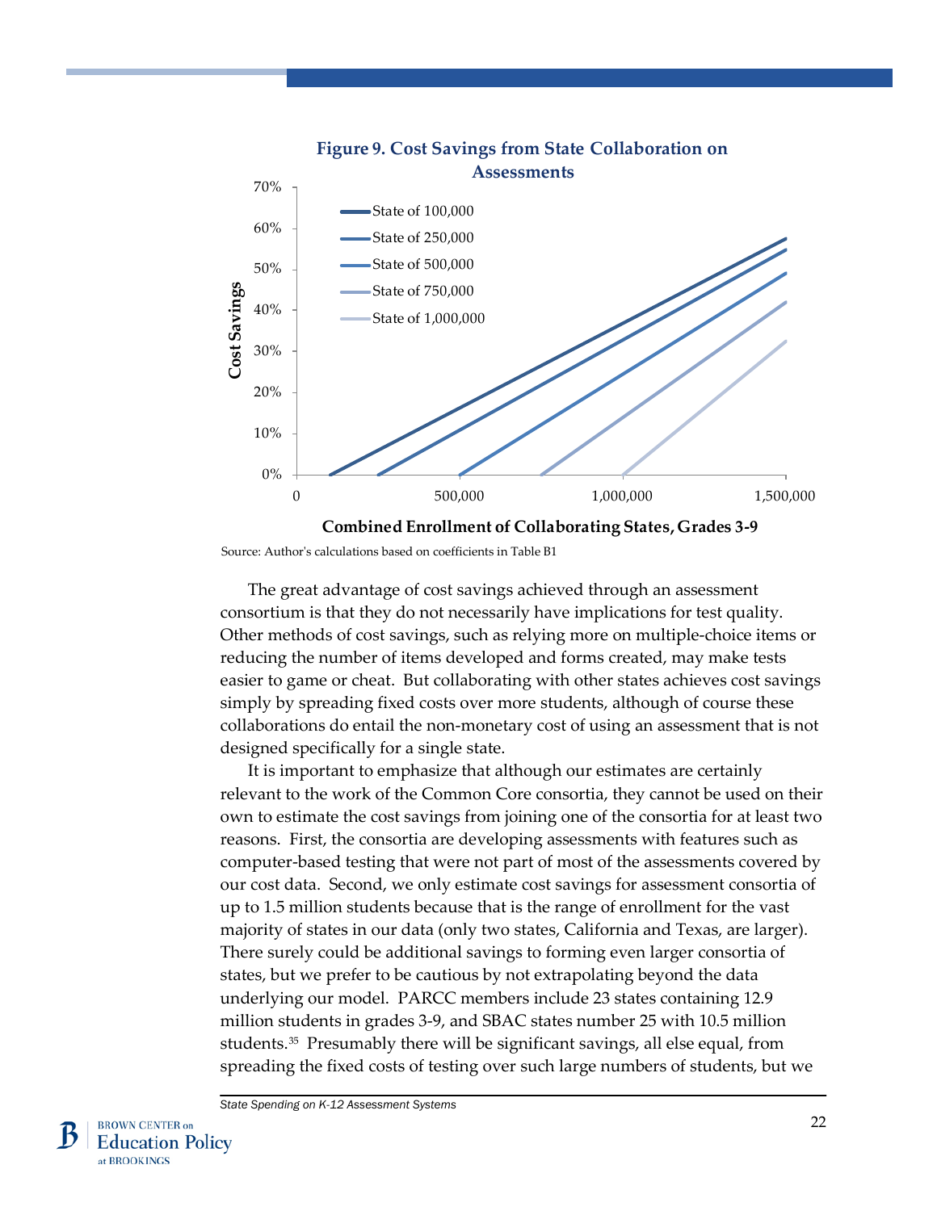**Figure 9. Cost Savings from State Collaboration on Assessments**

Source: Author's calculations based on coefficients in Table B1

The great advantage of cost savings achieved through an assessment consortium is that they do not necessarily have implications for test quality. Other methods of cost savings, such as relying more on multiple-choice items or reducing the number of items developed and forms created, may make tests easier to game or cheat. But collaborating with other states achieves cost savings simply by spreading fixed costs over more students, although of course these collaborations do entail the non-monetary cost of using an assessment that is not designed specifically for a single state.

It is important to emphasize that although our estimates are certainly relevant to the work of the Common Core consortia, they cannot be used on their own to estimate the cost savings from joining one of the consortia for at least two reasons. First, the consortia are developing assessments with features such as computer-based testing that were not part of most of the assessments covered by our cost data. Second, we only estimate cost savings for assessment consortia of up to 1.5 million students because that is the range of enrollment for the vast majority of states in our data (only two states, California and Texas, are larger). There surely could be additional savings to forming even larger consortia of states, but we prefer to be cautious by not extrapolating beyond the data underlying our model. PARCC members include 23 states containing 12.9 million students in grades 3-9, and SBAC states number 25 with 10.5 million students.[35] Presumably there will be significant savings, all else equal, from spreading the fixed costs of testing over such large numbers of students, but we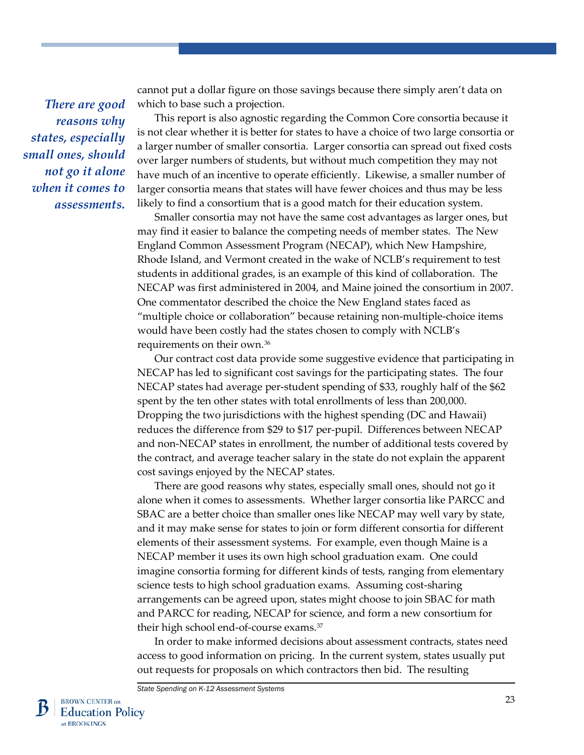*There are good reasons why states, especially small ones, should not go it alone when it comes to assessments.*

cannot put a dollar figure on those savings because there simply aren't data on which to base such a projection.

This report is also agnostic regarding the Common Core consortia because it is not clear whether it is better for states to have a choice of two large consortia or a larger number of smaller consortia. Larger consortia can spread out fixed costs over larger numbers of students, but without much competition they may not have much of an incentive to operate efficiently. Likewise, a smaller number of larger consortia means that states will have fewer choices and thus may be less likely to find a consortium that is a good match for their education system.

Smaller consortia may not have the same cost advantages as larger ones, but may find it easier to balance the competing needs of member states. The New England Common Assessment Program (NECAP), which New Hampshire, Rhode Island, and Vermont created in the wake of NCLB's requirement to test students in additional grades, is an example of this kind of collaboration. The NECAP was first administered in 2004, and Maine joined the consortium in 2007. One commentator described the choice the New England states faced as "multiple choice or collaboration" because retaining non-multiple-choice items would have been costly had the states chosen to comply with NCLB's requirements on their own.[36]

Our contract cost data provide some suggestive evidence that participating in NECAP has led to significant cost savings for the participating states. The four NECAP states had average per-student spending of $33, roughly half of the $62 spent by the ten other states with total enrollments of less than 200,000. Dropping the two jurisdictions with the highest spending (DC and Hawaii) reduces the difference from $29 to $17 per-pupil. Differences between NECAP and non-NECAP states in enrollment, the number of additional tests covered by the contract, and average teacher salary in the state do not explain the apparent cost savings enjoyed by the NECAP states.

There are good reasons why states, especially small ones, should not go it alone when it comes to assessments. Whether larger consortia like PARCC and SBAC are a better choice than smaller ones like NECAP may well vary by state, and it may make sense for states to join or form different consortia for different elements of their assessment systems. For example, even though Maine is a NECAP member it uses its own high school graduation exam. One could imagine consortia forming for different kinds of tests, ranging from elementary science tests to high school graduation exams. Assuming cost-sharing arrangements can be agreed upon, states might choose to join SBAC for math and PARCC for reading, NECAP for science, and form a new consortium for their high school end-of-course exams.[37]

In order to make informed decisions about assessment contracts, states need access to good information on pricing. In the current system, states usually put out requests for proposals on which contractors then bid. The resulting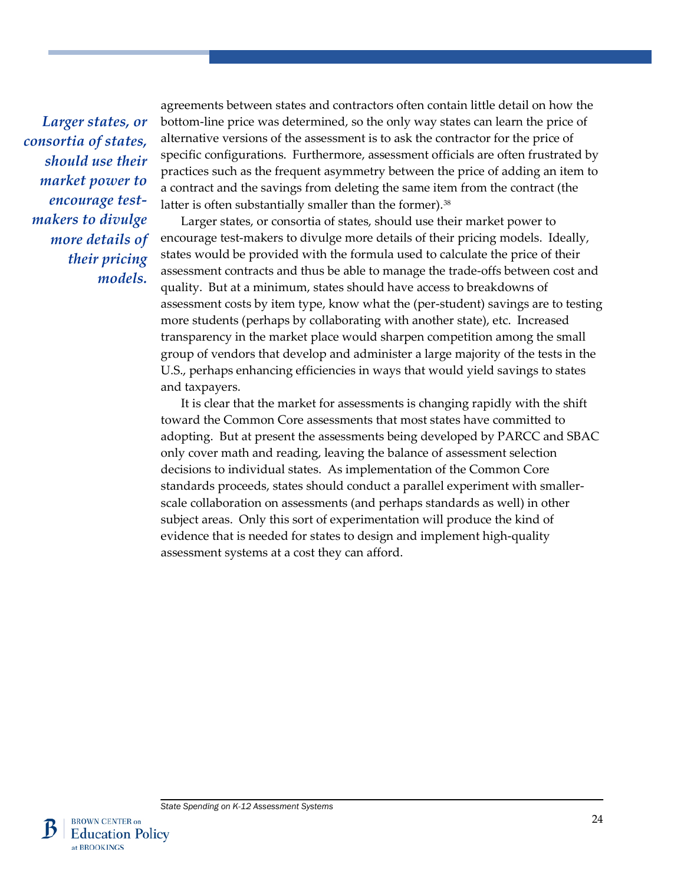*Larger states, or consortia of states, should use their market power to encourage test-makers to divulge more details of their pricing models.*

agreements between states and contractors often contain little detail on how the bottom-line price was determined, so the only way states can learn the price of alternative versions of the assessment is to ask the contractor for the price of specific configurations. Furthermore, assessment officials are often frustrated by practices such as the frequent asymmetry between the price of adding an item to a contract and the savings from deleting the same item from the contract (the latter is often substantially smaller than the former).[38]

Larger states, or consortia of states, should use their market power to encourage test-makers to divulge more details of their pricing models. Ideally, states would be provided with the formula used to calculate the price of their assessment contracts and thus be able to manage the trade-offs between cost and quality. But at a minimum, states should have access to breakdowns of assessment costs by item type, know what the (per-student) savings are to testing more students (perhaps by collaborating with another state), etc. Increased transparency in the market place would sharpen competition among the small group of vendors that develop and administer a large majority of the tests in the U.S., perhaps enhancing efficiencies in ways that would yield savings to states and taxpayers.

It is clear that the market for assessments is changing rapidly with the shift toward the Common Core assessments that most states have committed to adopting. But at present the assessments being developed by PARCC and SBAC only cover math and reading, leaving the balance of assessment selection decisions to individual states. As implementation of the Common Core standards proceeds, states should conduct a parallel experiment with smaller-scale collaboration on assessments (and perhaps standards as well) in other subject areas. Only this sort of experimentation will produce the kind of evidence that is needed for states to design and implement high-quality assessment systems at a cost they can afford.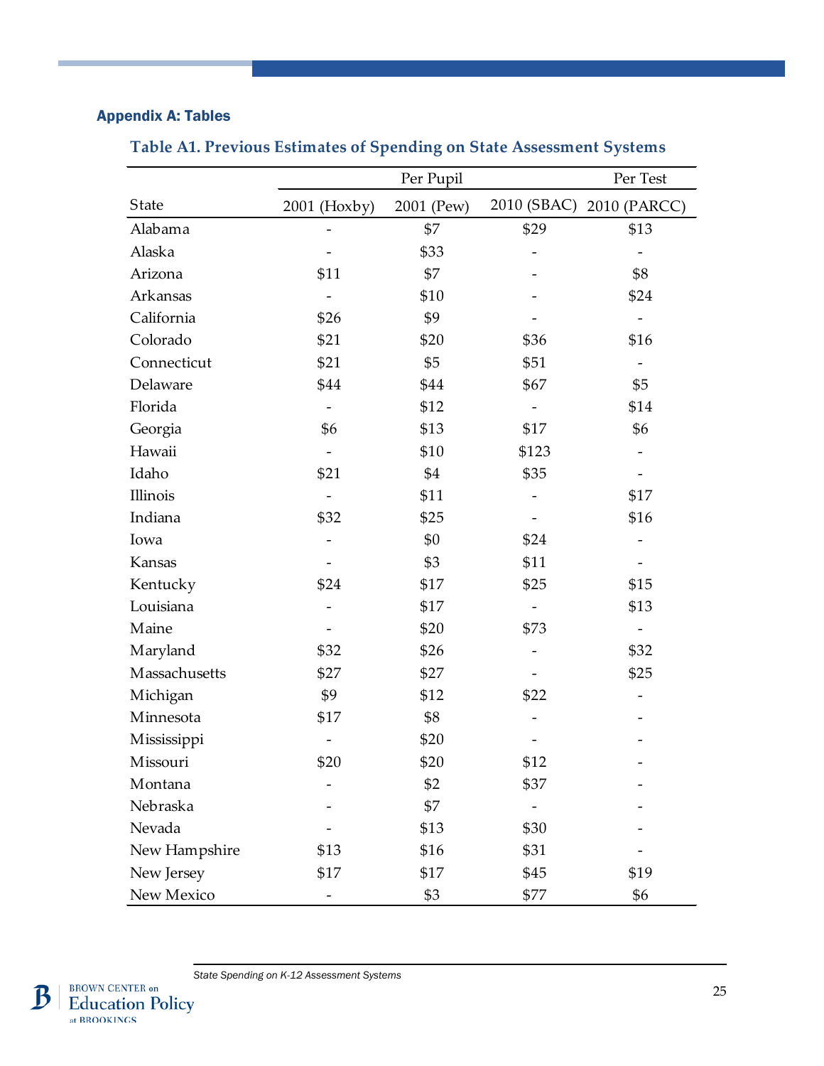## Appendix A: Tables

### Table A1. Previous Estimates of Spending on State Assessment Systems

| | Per Pupil | | | Per Test |
|---|---|---|---|---|
| State | 2001 (Hoxby) | 2001 (Pew) | 2010 (SBAC) | 2010 (PARCC) |
| Alabama | - | $7 | $29 | $13 |
| Alaska | - | $33 | - | - |
| Arizona | $11 | $7 | - | $8 |
| Arkansas | - | $10 | - | $24 |
| California | $26 | $9 | - | - |
| Colorado | $21 | $20 | $36 | $16 |
| Connecticut | $21 | $5 | $51 | - |
| Delaware | $44 | $44 | $67 | $5 |
| Florida | - | $12 | - | $14 |
| Georgia | $6 | $13 | $17 | $6 |
| Hawaii | - | $10 | $123 | - |
| Idaho | $21 | $4 | $35 | - |
| Illinois | - | $11 | - | $17 |
| Indiana | $32 | $25 | - | $16 |
| Iowa | - | $0 | $24 | - |
| Kansas | - | $3 | $11 | - |
| Kentucky | $24 | $17 | $25 | $15 |
| Louisiana | - | $17 | - | $13 |
| Maine | - | $20 | $73 | - |
| Maryland | $32 | $26 | - | $32 |
| Massachusetts | $27 | $27 | - | $25 |
| Michigan | $9 | $12 | $22 | - |
| Minnesota | $17 | $8 | - | - |
| Mississippi | - | $20 | - | - |
| Missouri | $20 | $20 | $12 | - |
| Montana | - | $2 | $37 | - |
| Nebraska | - | $7 | - | - |
| Nevada | - | $13 | $30 | - |
| New Hampshire | $13 | $16 | $31 | - |
| New Jersey | $17 | $17 | $45 | $19 |
| New Mexico | - | $3 | $77 | $6 |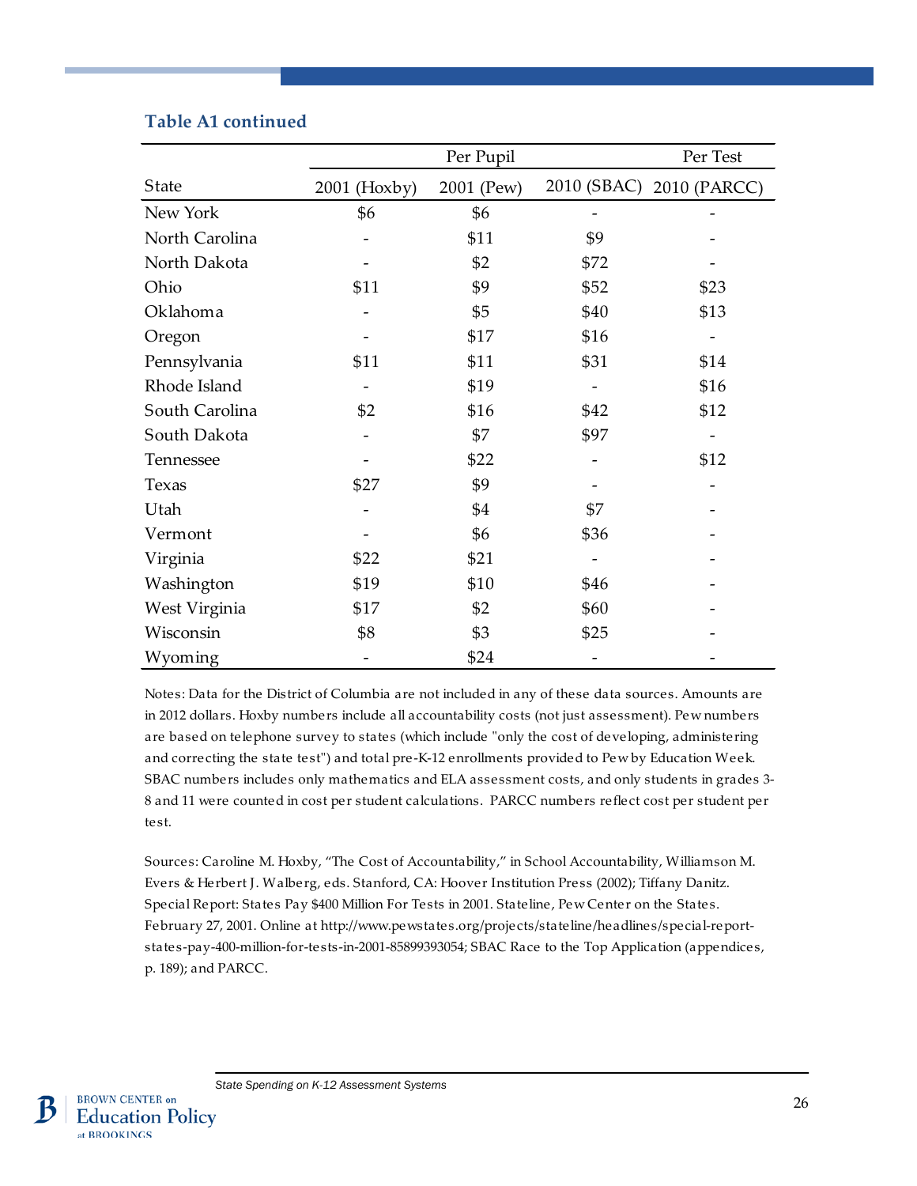**Table A1 continued**

| State | Per Pupil | | | Per Test |
|---|---|---|---|---|
| | 2001 (Hoxby) | 2001 (Pew) | 2010 (SBAC) | 2010 (PARCC) |
| New York | $6 | $6 | - | - |
| North Carolina | - | $11 | $9 | - |
| North Dakota | - | $2 | $72 | - |
| Ohio | $11 | $9 | $52 | $23 |
| Oklahoma | - | $5 | $40 | $13 |
| Oregon | - | $17 | $16 | - |
| Pennsylvania | $11 | $11 | $31 | $14 |
| Rhode Island | - | $19 | - | $16 |
| South Carolina | $2 | $16 | $42 | $12 |
| South Dakota | - | $7 | $97 | - |
| Tennessee | - | $22 | - | $12 |
| Texas | $27 | $9 | - | - |
| Utah | - | $4 | $7 | - |
| Vermont | - | $6 | $36 | - |
| Virginia | $22 | $21 | - | - |
| Washington | $19 | $10 | $46 | - |
| West Virginia | $17 | $2 | $60 | - |
| Wisconsin | $8 | $3 | $25 | - |
| Wyoming | - | $24 | - | - |

Notes: Data for the District of Columbia are not included in any of these data sources. Amounts are in 2012 dollars. Hoxby numbers include all accountability costs (not just assessment). Pew numbers are based on telephone survey to states (which include "only the cost of developing, administering and correcting the state test") and total pre-K-12 enrollments provided to Pew by Education Week. SBAC numbers includes only mathematics and ELA assessment costs, and only students in grades 3-8 and 11 were counted in cost per student calculations. PARCC numbers reflect cost per student per test.

Sources: Caroline M. Hoxby, "The Cost of Accountability," in School Accountability, Williamson M. Evers & Herbert J. Walberg, eds. Stanford, CA: Hoover Institution Press (2002); Tiffany Danitz. Special Report: States Pay $400 Million For Tests in 2001. Stateline, Pew Center on the States. February 27, 2001. Online at http://www.pewstates.org/projects/stateline/headlines/special-report-states-pay-400-million-for-tests-in-2001-85899393054; SBAC Race to the Top Application (appendices, p. 189); and PARCC.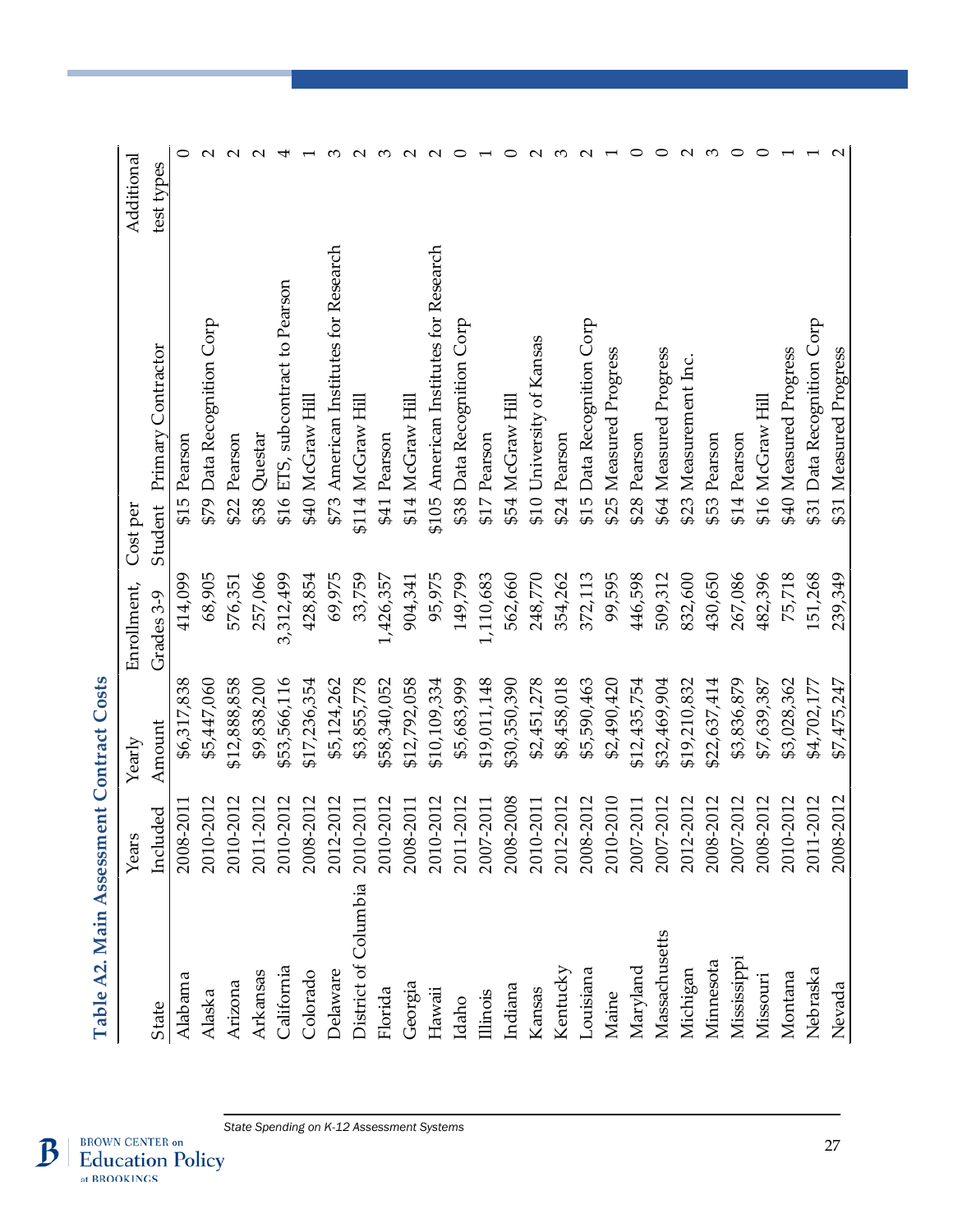## Table A2. Main Assessment Contract Costs

| State | Years Included | Yearly Amount | Enrollment, Grades 3-9 | Cost per Student | Primary Contractor | Additional test types |
|---|---|---|---|---|---|---|
| Alabama | 2008-2011 | $6,317,838 | 414,099 | $15 | Pearson | 0 |
| Alaska | 2010-2012 | $5,447,060 | 68,905 | $79 | Data Recognition Corp | 2 |
| Arizona | 2010-2012 | $12,888,858 | 576,351 | $22 | Pearson | 2 |
| Arkansas | 2011-2012 | $9,838,200 | 257,066 | $38 | Questar | 2 |
| California | 2010-2012 | $53,566,116 | 3,312,499 | $16 | ETS, subcontract to Pearson | 4 |
| Colorado | 2008-2012 | $17,236,354 | 428,854 | $40 | McGraw Hill | 1 |
| Delaware | 2012-2012 | $5,124,262 | 69,975 | $73 | American Institutes for Research | 3 |
| District of Columbia | 2010-2011 | $3,855,778 | 33,759 | $114 | McGraw Hill | 2 |
| Florida | 2010-2012 | $58,340,052 | 1,426,357 | $41 | Pearson | 3 |
| Georgia | 2008-2011 | $12,792,058 | 904,341 | $14 | McGraw Hill | 2 |
| Hawaii | 2010-2012 | $10,109,334 | 95,975 | $105 | American Institutes for Research | 2 |
| Idaho | 2011-2012 | $5,683,999 | 149,799 | $38 | Data Recognition Corp | 0 |
| Illinois | 2007-2011 | $19,011,148 | 1,110,683 | $17 | Pearson | 1 |
| Indiana | 2008-2008 | $30,350,390 | 562,660 | $54 | McGraw Hill | 0 |
| Kansas | 2010-2011 | $2,451,278 | 248,770 | $10 | University of Kansas | 2 |
| Kentucky | 2012-2012 | $8,458,018 | 354,262 | $24 | Pearson | 3 |
| Louisiana | 2008-2012 | $5,590,463 | 372,113 | $15 | Data Recognition Corp | 2 |
| Maine | 2010-2010 | $2,490,420 | 99,595 | $25 | Measured Progress | 1 |
| Maryland | 2007-2011 | $12,435,754 | 446,598 | $28 | Pearson | 0 |
| Massachusetts | 2007-2012 | $32,469,904 | 509,312 | $64 | Measured Progress | 0 |
| Michigan | 2012-2012 | $19,210,832 | 832,600 | $23 | Measurement Inc. | 2 |
| Minnesota | 2008-2012 | $22,637,414 | 430,650 | $53 | Pearson | 3 |
| Mississippi | 2007-2012 | $3,836,879 | 267,086 | $14 | Pearson | 0 |
| Missouri | 2008-2012 | $7,639,387 | 482,396 | $16 | McGraw Hill | 0 |
| Montana | 2010-2012 | $3,028,362 | 75,718 | $40 | Measured Progress | 1 |
| Nebraska | 2011-2012 | $4,702,177 | 151,268 | $31 | Data Recognition Corp | 1 |
| Nevada | 2008-2012 | $7,475,247 | 239,349 | $31 | Measured Progress | 2 |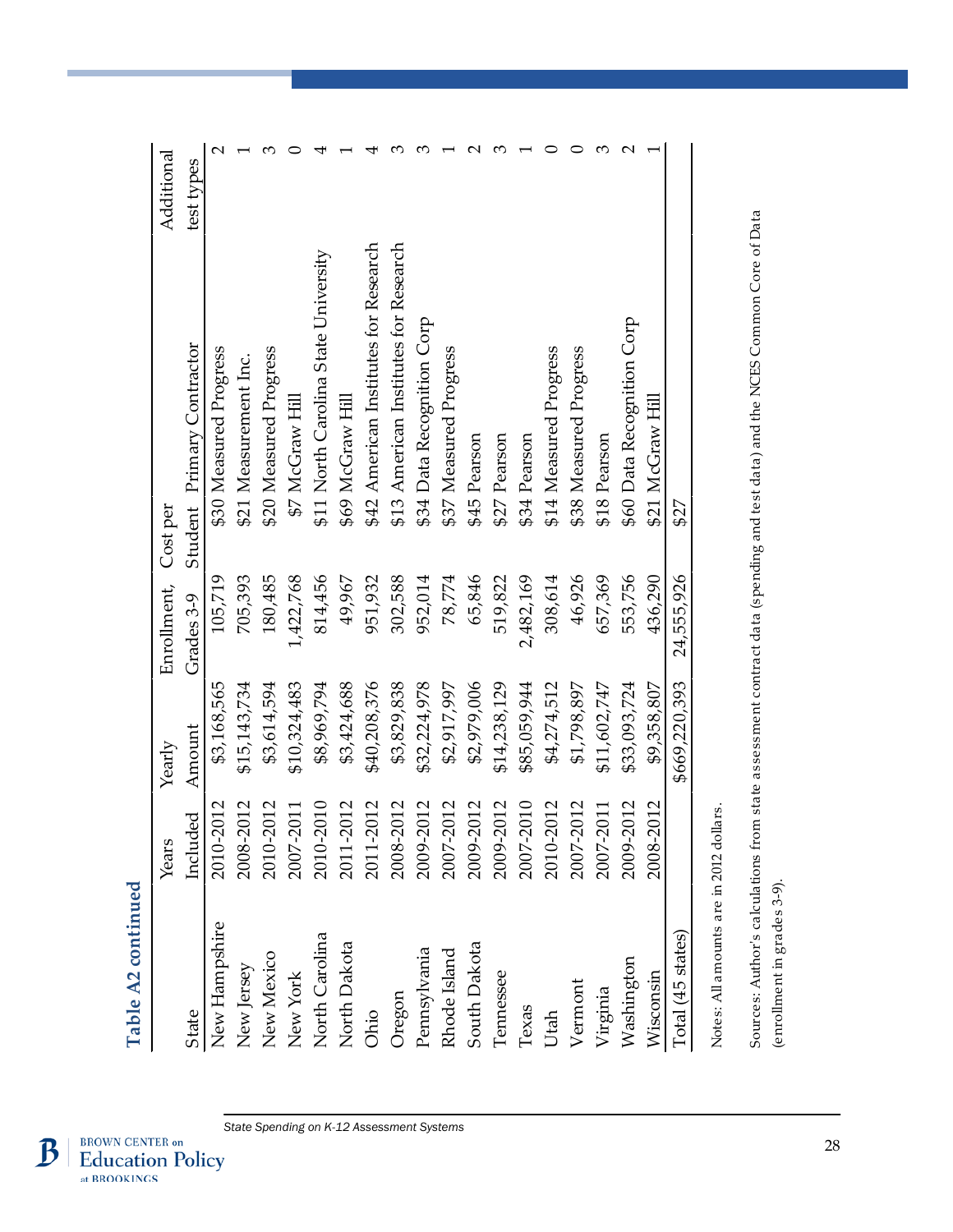**Table A2 continued**

| State | Years Included | Yearly Amount | Enrollment, Grades 3-9 | Cost per Student | Primary Contractor | Additional test types |
|---|---|---|---|---|---|---|
| New Hampshire | 2010-2012 | $3,168,565 | 105,719 | $30 | Measured Progress | 2 |
| New Jersey | 2008-2012 | $15,143,734 | 705,393 | $21 | Measurement Inc. | 1 |
| New Mexico | 2010-2012 | $3,614,594 | 180,485 | $20 | Measured Progress | 3 |
| New York | 2007-2011 | $10,324,483 | 1,422,768 | $7 | McGraw Hill | 0 |
| North Carolina | 2010-2010 | $8,969,794 | 814,456 | $11 | North Carolina State University | 4 |
| North Dakota | 2011-2012 | $3,424,688 | 49,967 | $69 | McGraw Hill | 1 |
| Ohio | 2011-2012 | $40,208,376 | 951,932 | $42 | American Institutes for Research | 4 |
| Oregon | 2008-2012 | $3,829,838 | 302,588 | $13 | American Institutes for Research | 3 |
| Pennsylvania | 2009-2012 | $32,224,978 | 952,014 | $34 | Data Recognition Corp | 3 |
| Rhode Island | 2007-2012 | $2,917,997 | 78,774 | $37 | Measured Progress | 1 |
| South Dakota | 2009-2012 | $2,979,006 | 65,846 | $45 | Pearson | 2 |
| Tennessee | 2009-2012 | $14,238,129 | 519,822 | $27 | Pearson | 3 |
| Texas | 2007-2010 | $85,059,944 | 2,482,169 | $34 | Pearson | 1 |
| Utah | 2010-2012 | $4,274,512 | 308,614 | $14 | Measured Progress | 0 |
| Vermont | 2007-2012 | $1,798,897 | 46,926 | $38 | Measured Progress | 0 |
| Virginia | 2007-2011 | $11,602,747 | 657,369 | $18 | Pearson | 3 |
| Washington | 2009-2012 | $33,093,724 | 553,756 | $60 | Data Recognition Corp | 2 |
| Wisconsin | 2008-2012 | $9,358,807 | 436,290 | $21 | McGraw Hill | 1 |
| Total (45 states) | | $669,220,393 | 24,555,926 | $27 | | |

Notes: All amounts are in 2012 dollars.

Sources: Author's calculations from state assessment contract data (spending and test data) and the NCES Common Core of Data (enrollment in grades 3-9).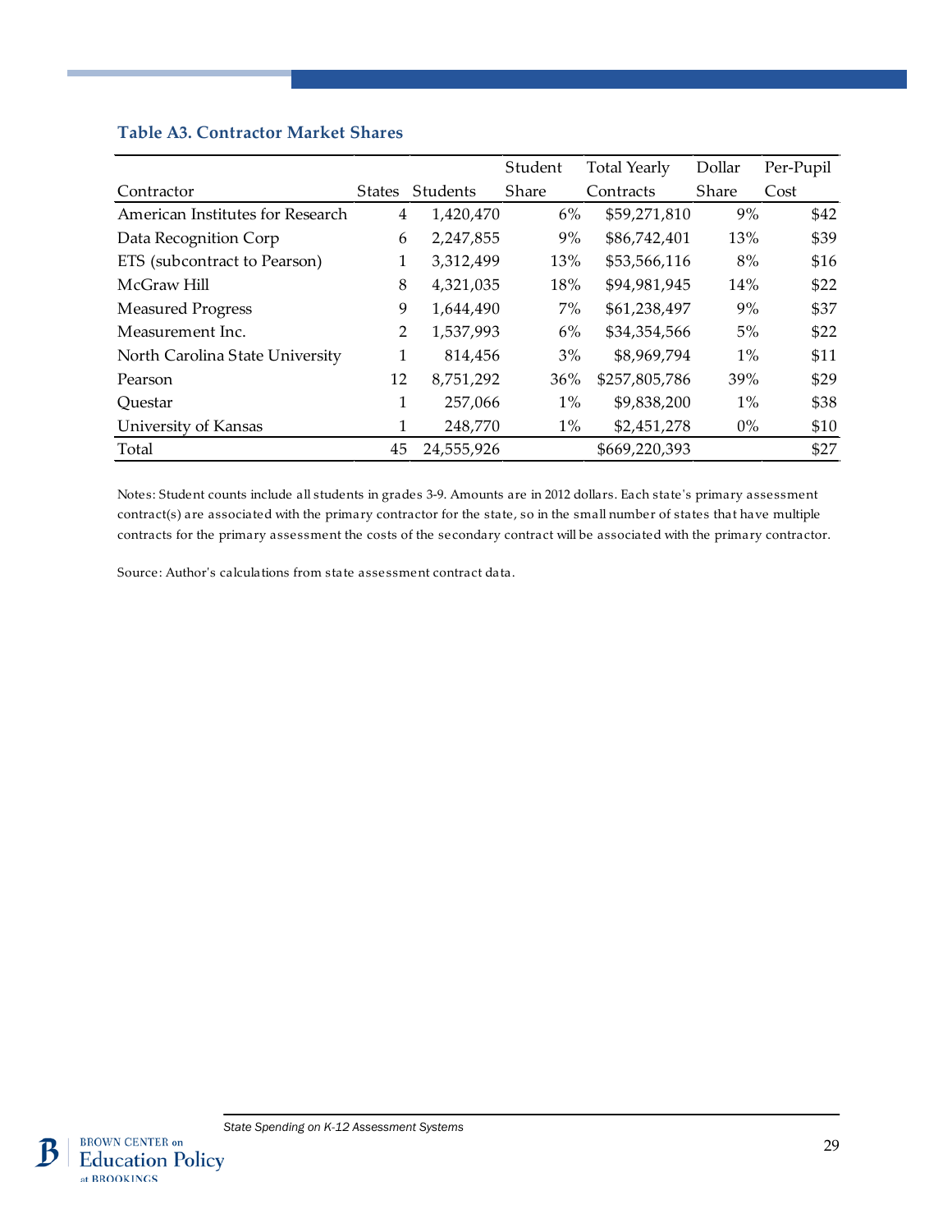### Table A3. Contractor Market Shares

| Contractor | States | Students | Student Share | Total Yearly Contracts | Dollar Share | Per-Pupil Cost |
|---|---|---|---|---|---|---|
| American Institutes for Research | 4 | 1,420,470 | 6% | $59,271,810 | 9% | $42 |
| Data Recognition Corp | 6 | 2,247,855 | 9% | $86,742,401 | 13% | $39 |
| ETS (subcontract to Pearson) | 1 | 3,312,499 | 13% | $53,566,116 | 8% | $16 |
| McGraw Hill | 8 | 4,321,035 | 18% | $94,981,945 | 14% | $22 |
| Measured Progress | 9 | 1,644,490 | 7% | $61,238,497 | 9% | $37 |
| Measurement Inc. | 2 | 1,537,993 | 6% | $34,354,566 | 5% | $22 |
| North Carolina State University | 1 | 814,456 | 3% | $8,969,794 | 1% | $11 |
| Pearson | 12 | 8,751,292 | 36% | $257,805,786 | 39% | $29 |
| Questar | 1 | 257,066 | 1% | $9,838,200 | 1% | $38 |
| University of Kansas | 1 | 248,770 | 1% | $2,451,278 | 0% | $10 |
| Total | 45 | 24,555,926 | | $669,220,393 | | $27 |

Notes: Student counts include all students in grades 3-9. Amounts are in 2012 dollars. Each state's primary assessment contract(s) are associated with the primary contractor for the state, so in the small number of states that have multiple contracts for the primary assessment the costs of the secondary contract will be associated with the primary contractor.

Source: Author's calculations from state assessment contract data.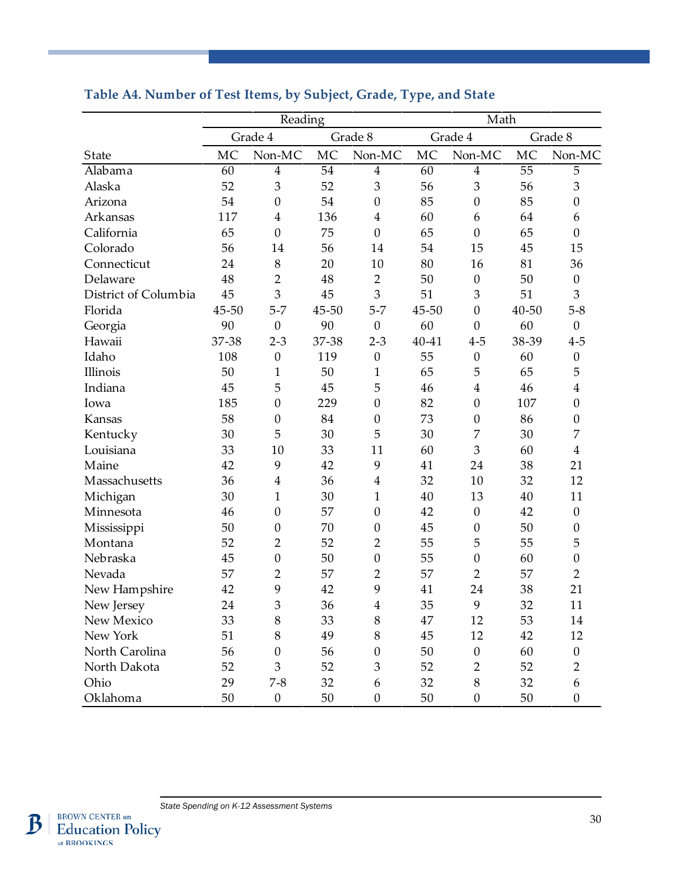**Table A4. Number of Test Items, by Subject, Grade, Type, and State**

| | Reading | | | | Math | | | |
|---|---|---|---|---|---|---|---|---|
| | Grade 4 | | Grade 8 | | Grade 4 | | Grade 8 | |
| State | MC | Non-MC | MC | Non-MC | MC | Non-MC | MC | Non-MC |
| Alabama | 60 | 4 | 54 | 4 | 60 | 4 | 55 | 5 |
| Alaska | 52 | 3 | 52 | 3 | 56 | 3 | 56 | 3 |
| Arizona | 54 | 0 | 54 | 0 | 85 | 0 | 85 | 0 |
| Arkansas | 117 | 4 | 136 | 4 | 60 | 6 | 64 | 6 |
| California | 65 | 0 | 75 | 0 | 65 | 0 | 65 | 0 |
| Colorado | 56 | 14 | 56 | 14 | 54 | 15 | 45 | 15 |
| Connecticut | 24 | 8 | 20 | 10 | 80 | 16 | 81 | 36 |
| Delaware | 48 | 2 | 48 | 2 | 50 | 0 | 50 | 0 |
| District of Columbia | 45 | 3 | 45 | 3 | 51 | 3 | 51 | 3 |
| Florida | 45-50 | 5-7 | 45-50 | 5-7 | 45-50 | 0 | 40-50 | 5-8 |
| Georgia | 90 | 0 | 90 | 0 | 60 | 0 | 60 | 0 |
| Hawaii | 37-38 | 2-3 | 37-38 | 2-3 | 40-41 | 4-5 | 38-39 | 4-5 |
| Idaho | 108 | 0 | 119 | 0 | 55 | 0 | 60 | 0 |
| Illinois | 50 | 1 | 50 | 1 | 65 | 5 | 65 | 5 |
| Indiana | 45 | 5 | 45 | 5 | 46 | 4 | 46 | 4 |
| Iowa | 185 | 0 | 229 | 0 | 82 | 0 | 107 | 0 |
| Kansas | 58 | 0 | 84 | 0 | 73 | 0 | 86 | 0 |
| Kentucky | 30 | 5 | 30 | 5 | 30 | 7 | 30 | 7 |
| Louisiana | 33 | 10 | 33 | 11 | 60 | 3 | 60 | 4 |
| Maine | 42 | 9 | 42 | 9 | 41 | 24 | 38 | 21 |
| Massachusetts | 36 | 4 | 36 | 4 | 32 | 10 | 32 | 12 |
| Michigan | 30 | 1 | 30 | 1 | 40 | 13 | 40 | 11 |
| Minnesota | 46 | 0 | 57 | 0 | 42 | 0 | 42 | 0 |
| Mississippi | 50 | 0 | 70 | 0 | 45 | 0 | 50 | 0 |
| Montana | 52 | 2 | 52 | 2 | 55 | 5 | 55 | 5 |
| Nebraska | 45 | 0 | 50 | 0 | 55 | 0 | 60 | 0 |
| Nevada | 57 | 2 | 57 | 2 | 57 | 2 | 57 | 2 |
| New Hampshire | 42 | 9 | 42 | 9 | 41 | 24 | 38 | 21 |
| New Jersey | 24 | 3 | 36 | 4 | 35 | 9 | 32 | 11 |
| New Mexico | 33 | 8 | 33 | 8 | 47 | 12 | 53 | 14 |
| New York | 51 | 8 | 49 | 8 | 45 | 12 | 42 | 12 |
| North Carolina | 56 | 0 | 56 | 0 | 50 | 0 | 60 | 0 |
| North Dakota | 52 | 3 | 52 | 3 | 52 | 2 | 52 | 2 |
| Ohio | 29 | 7-8 | 32 | 6 | 32 | 8 | 32 | 6 |
| Oklahoma | 50 | 0 | 50 | 0 | 50 | 0 | 50 | 0 |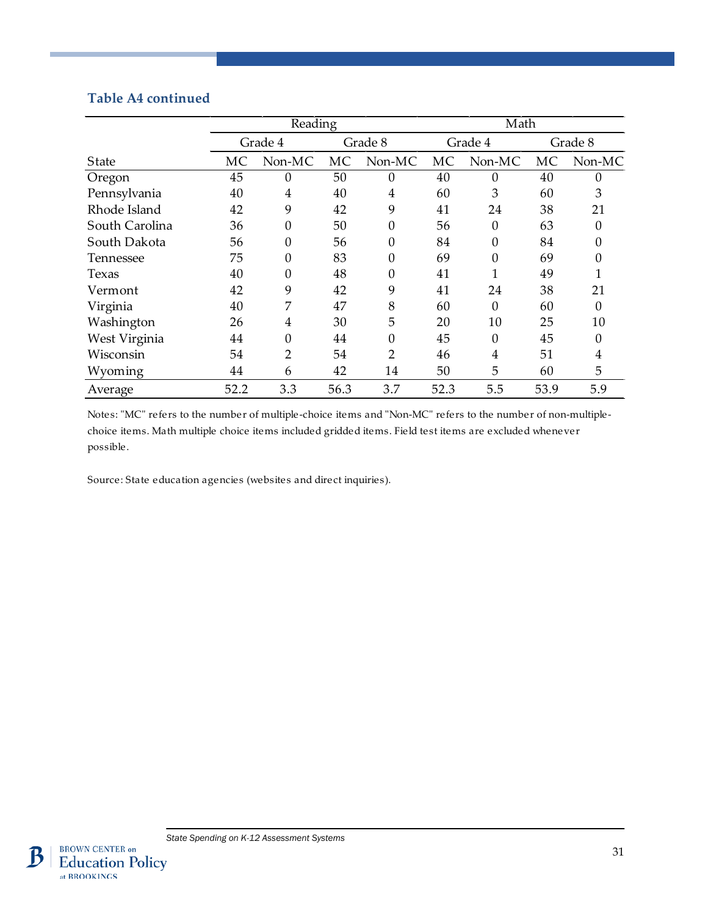### Table A4 continued

| | Reading | | | | Math | | | |
|---|---|---|---|---|---|---|---|---|
| | Grade 4 | | Grade 8 | | Grade 4 | | Grade 8 | |
| State | MC | Non-MC | MC | Non-MC | MC | Non-MC | MC | Non-MC |
| Oregon | 45 | 0 | 50 | 0 | 40 | 0 | 40 | 0 |
| Pennsylvania | 40 | 4 | 40 | 4 | 60 | 3 | 60 | 3 |
| Rhode Island | 42 | 9 | 42 | 9 | 41 | 24 | 38 | 21 |
| South Carolina | 36 | 0 | 50 | 0 | 56 | 0 | 63 | 0 |
| South Dakota | 56 | 0 | 56 | 0 | 84 | 0 | 84 | 0 |
| Tennessee | 75 | 0 | 83 | 0 | 69 | 0 | 69 | 0 |
| Texas | 40 | 0 | 48 | 0 | 41 | 1 | 49 | 1 |
| Vermont | 42 | 9 | 42 | 9 | 41 | 24 | 38 | 21 |
| Virginia | 40 | 7 | 47 | 8 | 60 | 0 | 60 | 0 |
| Washington | 26 | 4 | 30 | 5 | 20 | 10 | 25 | 10 |
| West Virginia | 44 | 0 | 44 | 0 | 45 | 0 | 45 | 0 |
| Wisconsin | 54 | 2 | 54 | 2 | 46 | 4 | 51 | 4 |
| Wyoming | 44 | 6 | 42 | 14 | 50 | 5 | 60 | 5 |
| Average | 52.2 | 3.3 | 56.3 | 3.7 | 52.3 | 5.5 | 53.9 | 5.9 |

Notes: "MC" refers to the number of multiple-choice items and "Non-MC" refers to the number of non-multiple-choice items. Math multiple choice items included gridded items. Field test items are excluded whenever possible.

Source: State education agencies (websites and direct inquiries).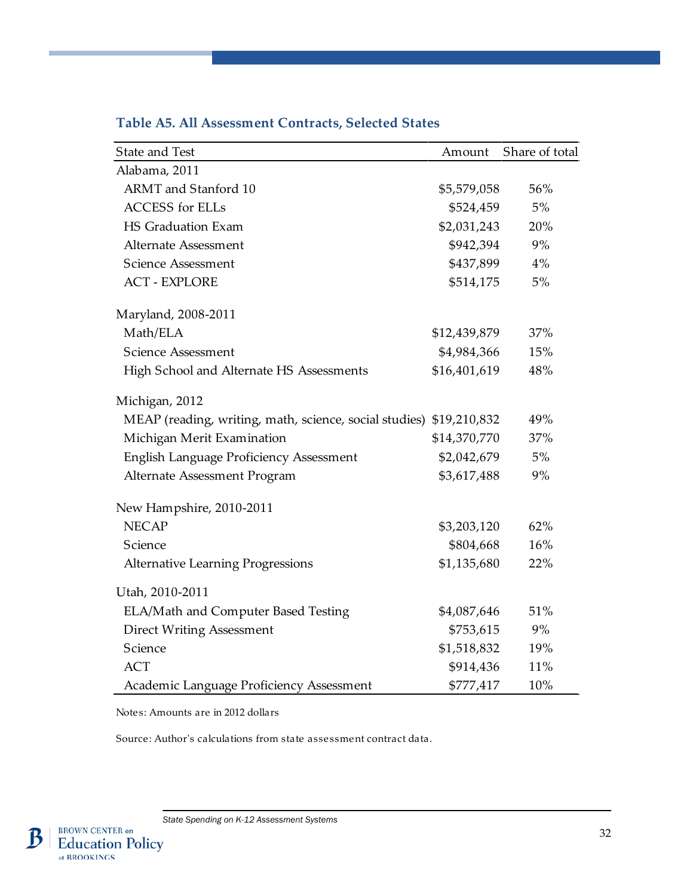### Table A5. All Assessment Contracts, Selected States

| State and Test | Amount | Share of total |
|---|---|---|
| Alabama, 2011 | | |
| ARMT and Stanford 10 | $5,579,058 | 56% |
| ACCESS for ELLs | $524,459 | 5% |
| HS Graduation Exam | $2,031,243 | 20% |
| Alternate Assessment | $942,394 | 9% |
| Science Assessment | $437,899 | 4% |
| ACT - EXPLORE | $514,175 | 5% |
| Maryland, 2008-2011 | | |
| Math/ELA | $12,439,879 | 37% |
| Science Assessment | $4,984,366 | 15% |
| High School and Alternate HS Assessments | $16,401,619 | 48% |
| Michigan, 2012 | | |
| MEAP (reading, writing, math, science, social studies) | $19,210,832 | 49% |
| Michigan Merit Examination | $14,370,770 | 37% |
| English Language Proficiency Assessment | $2,042,679 | 5% |
| Alternate Assessment Program | $3,617,488 | 9% |
| New Hampshire, 2010-2011 | | |
| NECAP | $3,203,120 | 62% |
| Science | $804,668 | 16% |
| Alternative Learning Progressions | $1,135,680 | 22% |
| Utah, 2010-2011 | | |
| ELA/Math and Computer Based Testing | $4,087,646 | 51% |
| Direct Writing Assessment | $753,615 | 9% |
| Science | $1,518,832 | 19% |
| ACT | $914,436 | 11% |
| Academic Language Proficiency Assessment | $777,417 | 10% |

Notes: Amounts are in 2012 dollars

Source: Author's calculations from state assessment contract data.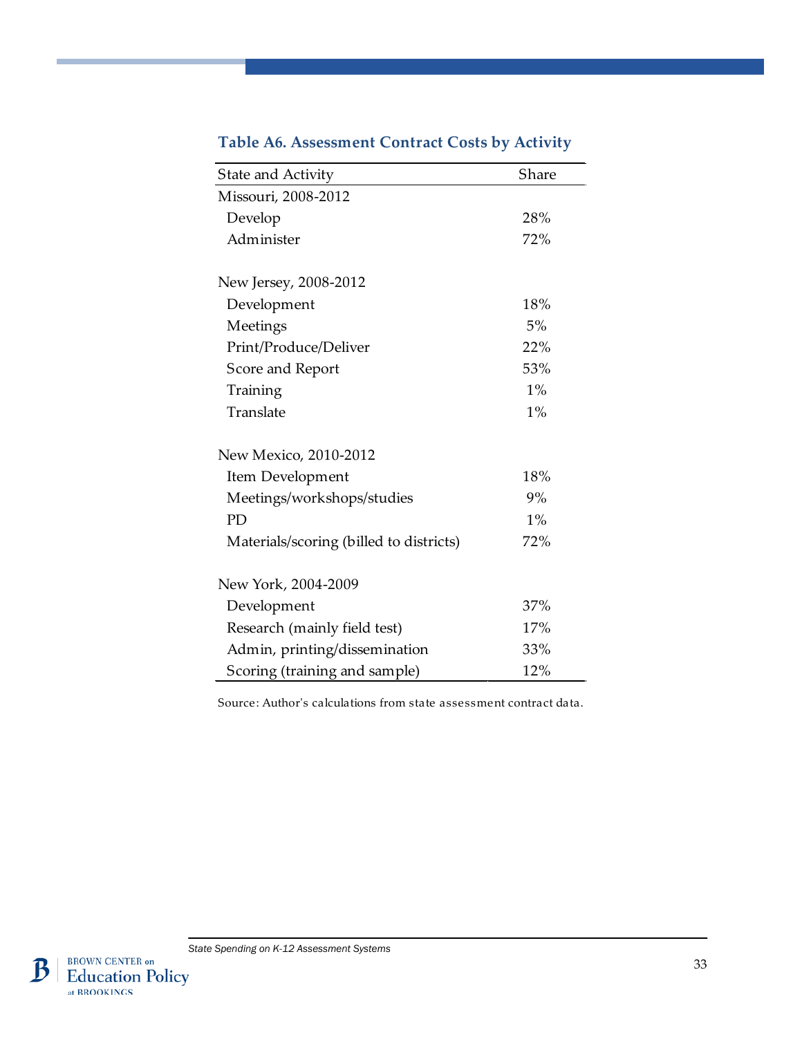### Table A6. Assessment Contract Costs by Activity

| State and Activity | Share |
|---|---|
| Missouri, 2008-2012 | |
| Develop | 28% |
| Administer | 72% |
| | |
| New Jersey, 2008-2012 | |
| Development | 18% |
| Meetings | 5% |
| Print/Produce/Deliver | 22% |
| Score and Report | 53% |
| Training | 1% |
| Translate | 1% |
| | |
| New Mexico, 2010-2012 | |
| Item Development | 18% |
| Meetings/workshops/studies | 9% |
| PD | 1% |
| Materials/scoring (billed to districts) | 72% |
| | |
| New York, 2004-2009 | |
| Development | 37% |
| Research (mainly field test) | 17% |
| Admin, printing/dissemination | 33% |
| Scoring (training and sample) | 12% |

Source: Author's calculations from state assessment contract data.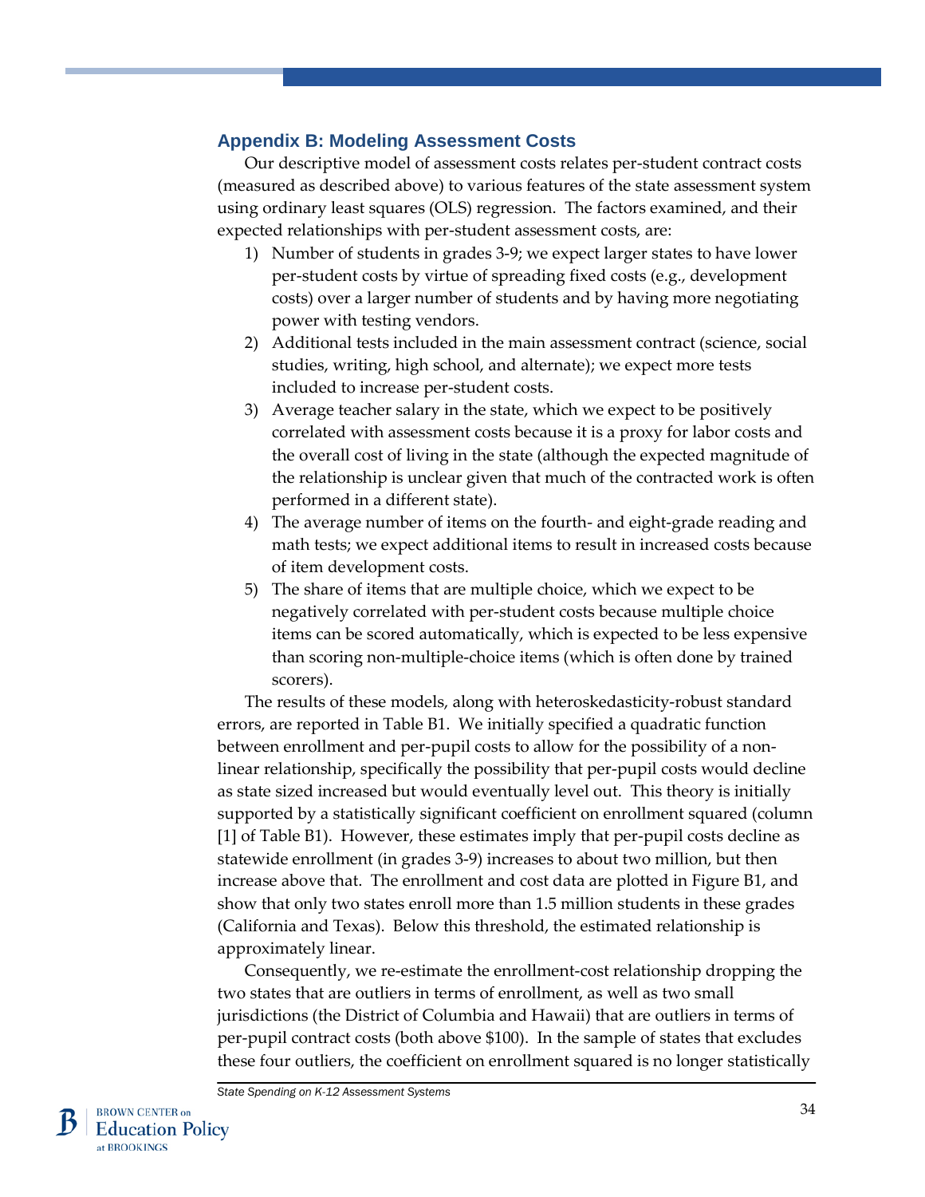## Appendix B: Modeling Assessment Costs

Our descriptive model of assessment costs relates per-student contract costs (measured as described above) to various features of the state assessment system using ordinary least squares (OLS) regression. The factors examined, and their expected relationships with per-student assessment costs, are:

1) Number of students in grades 3-9; we expect larger states to have lower per-student costs by virtue of spreading fixed costs (e.g., development costs) over a larger number of students and by having more negotiating power with testing vendors.
2) Additional tests included in the main assessment contract (science, social studies, writing, high school, and alternate); we expect more tests included to increase per-student costs.
3) Average teacher salary in the state, which we expect to be positively correlated with assessment costs because it is a proxy for labor costs and the overall cost of living in the state (although the expected magnitude of the relationship is unclear given that much of the contracted work is often performed in a different state).
4) The average number of items on the fourth- and eight-grade reading and math tests; we expect additional items to result in increased costs because of item development costs.
5) The share of items that are multiple choice, which we expect to be negatively correlated with per-student costs because multiple choice items can be scored automatically, which is expected to be less expensive than scoring non-multiple-choice items (which is often done by trained scorers).

The results of these models, along with heteroskedasticity-robust standard errors, are reported in Table B1. We initially specified a quadratic function between enrollment and per-pupil costs to allow for the possibility of a non-linear relationship, specifically the possibility that per-pupil costs would decline as state sized increased but would eventually level out. This theory is initially supported by a statistically significant coefficient on enrollment squared (column [1] of Table B1). However, these estimates imply that per-pupil costs decline as statewide enrollment (in grades 3-9) increases to about two million, but then increase above that. The enrollment and cost data are plotted in Figure B1, and show that only two states enroll more than 1.5 million students in these grades (California and Texas). Below this threshold, the estimated relationship is approximately linear.

Consequently, we re-estimate the enrollment-cost relationship dropping the two states that are outliers in terms of enrollment, as well as two small jurisdictions (the District of Columbia and Hawaii) that are outliers in terms of per-pupil contract costs (both above $100). In the sample of states that excludes these four outliers, the coefficient on enrollment squared is no longer statistically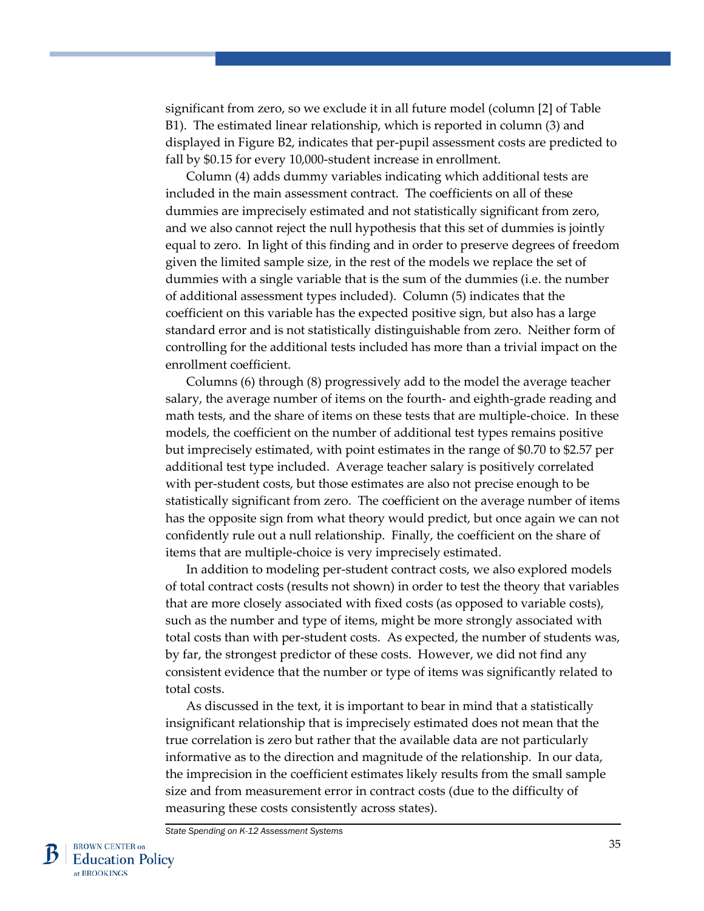significant from zero, so we exclude it in all future model (column [2] of Table B1). The estimated linear relationship, which is reported in column (3) and displayed in Figure B2, indicates that per-pupil assessment costs are predicted to fall by $0.15 for every 10,000-student increase in enrollment.

Column (4) adds dummy variables indicating which additional tests are included in the main assessment contract. The coefficients on all of these dummies are imprecisely estimated and not statistically significant from zero, and we also cannot reject the null hypothesis that this set of dummies is jointly equal to zero. In light of this finding and in order to preserve degrees of freedom given the limited sample size, in the rest of the models we replace the set of dummies with a single variable that is the sum of the dummies (i.e. the number of additional assessment types included). Column (5) indicates that the coefficient on this variable has the expected positive sign, but also has a large standard error and is not statistically distinguishable from zero. Neither form of controlling for the additional tests included has more than a trivial impact on the enrollment coefficient.

Columns (6) through (8) progressively add to the model the average teacher salary, the average number of items on the fourth- and eighth-grade reading and math tests, and the share of items on these tests that are multiple-choice. In these models, the coefficient on the number of additional test types remains positive but imprecisely estimated, with point estimates in the range of $0.70 to $2.57 per additional test type included. Average teacher salary is positively correlated with per-student costs, but those estimates are also not precise enough to be statistically significant from zero. The coefficient on the average number of items has the opposite sign from what theory would predict, but once again we can not confidently rule out a null relationship. Finally, the coefficient on the share of items that are multiple-choice is very imprecisely estimated.

In addition to modeling per-student contract costs, we also explored models of total contract costs (results not shown) in order to test the theory that variables that are more closely associated with fixed costs (as opposed to variable costs), such as the number and type of items, might be more strongly associated with total costs than with per-student costs. As expected, the number of students was, by far, the strongest predictor of these costs. However, we did not find any consistent evidence that the number or type of items was significantly related to total costs.

As discussed in the text, it is important to bear in mind that a statistically insignificant relationship that is imprecisely estimated does not mean that the true correlation is zero but rather that the available data are not particularly informative as to the direction and magnitude of the relationship. In our data, the imprecision in the coefficient estimates likely results from the small sample size and from measurement error in contract costs (due to the difficulty of measuring these costs consistently across states).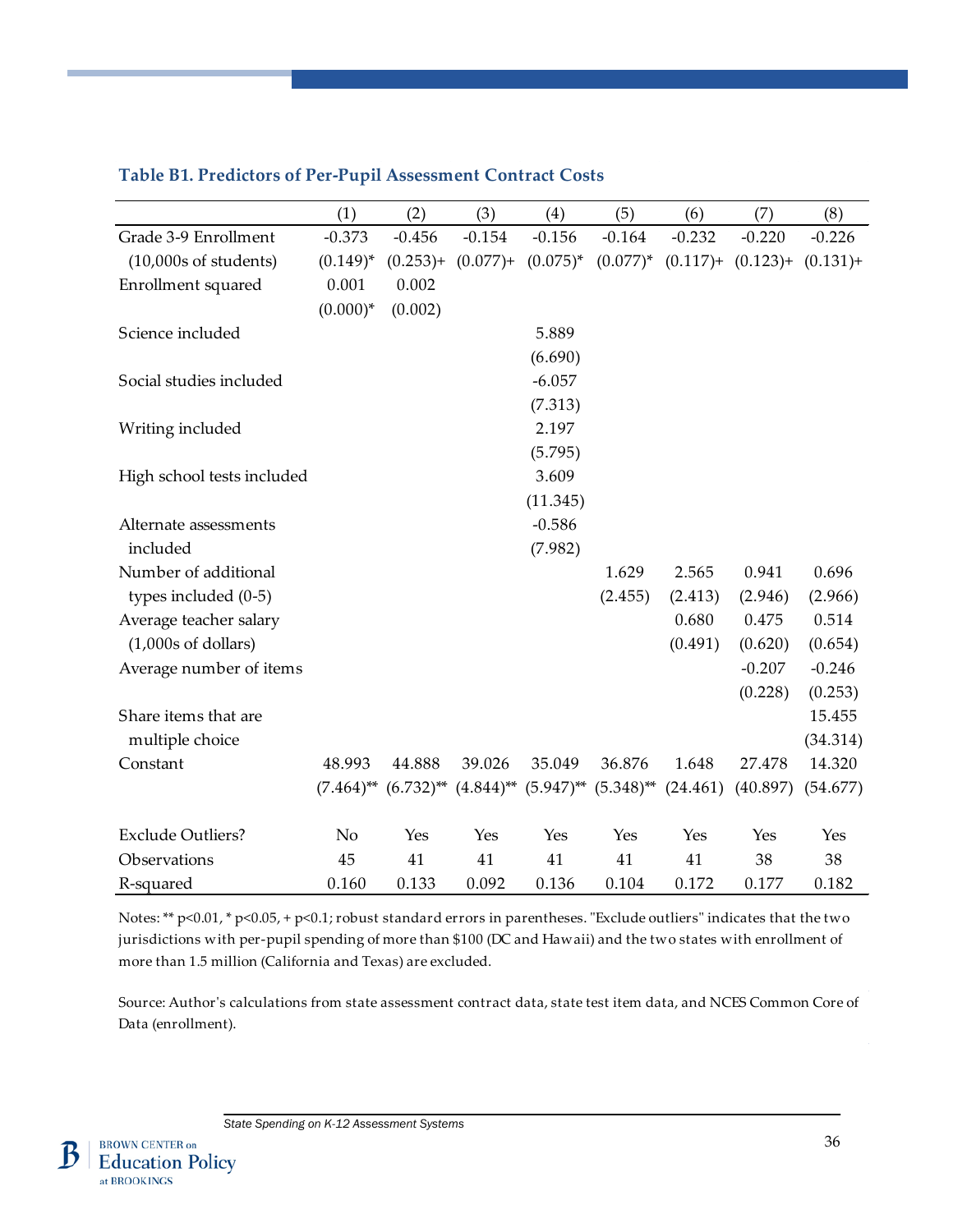### Table B1. Predictors of Per-Pupil Assessment Contract Costs

| | (1) | (2) | (3) | (4) | (5) | (6) | (7) | (8) |
|---|---|---|---|---|---|---|---|---|
| Grade 3-9 Enrollment | -0.373 | -0.456 | -0.154 | -0.156 | -0.164 | -0.232 | -0.220 | -0.226 |
| (10,000s of students) | (0.149)* | (0.253)+ | (0.077)+ | (0.075)* | (0.077)* | (0.117)+ | (0.123)+ | (0.131)+ |
| Enrollment squared | 0.001 | 0.002 | | | | | | |
| | (0.000)* | (0.002) | | | | | | |
| Science included | | | | 5.889 | | | | |
| | | | | (6.690) | | | | |
| Social studies included | | | | -6.057 | | | | |
| | | | | (7.313) | | | | |
| Writing included | | | | 2.197 | | | | |
| | | | | (5.795) | | | | |
| High school tests included | | | | 3.609 | | | | |
| | | | | (11.345) | | | | |
| Alternate assessments included | | | | -0.586 | | | | |
| | | | | (7.982) | | | | |
| Number of additional types included (0-5) | | | | | 1.629 | 2.565 | 0.941 | 0.696 |
| | | | | | (2.455) | (2.413) | (2.946) | (2.966) |
| Average teacher salary (1,000s of dollars) | | | | | | 0.680 | 0.475 | 0.514 |
| | | | | | | (0.491) | (0.620) | (0.654) |
| Average number of items | | | | | | | -0.207 | -0.246 |
| | | | | | | | (0.228) | (0.253) |
| Share items that are multiple choice | | | | | | | | 15.455 |
| | | | | | | | | (34.314) |
| Constant | 48.993 | 44.888 | 39.026 | 35.049 | 36.876 | 1.648 | 27.478 | 14.320 |
| | (7.464)** | (6.732)** | (4.844)** | (5.947)** | (5.348)** | (24.461) | (40.897) | (54.677) |
| Exclude Outliers? | No | Yes | Yes | Yes | Yes | Yes | Yes | Yes |
| Observations | 45 | 41 | 41 | 41 | 41 | 41 | 38 | 38 |
| R-squared | 0.160 | 0.133 | 0.092 | 0.136 | 0.104 | 0.172 | 0.177 | 0.182 |

Notes: ** p<0.01, * p<0.05, + p<0.1; robust standard errors in parentheses. "Exclude outliers" indicates that the two jurisdictions with per-pupil spending of more than $100 (DC and Hawaii) and the two states with enrollment of more than 1.5 million (California and Texas) are excluded.

Source: Author's calculations from state assessment contract data, state test item data, and NCES Common Core of Data (enrollment).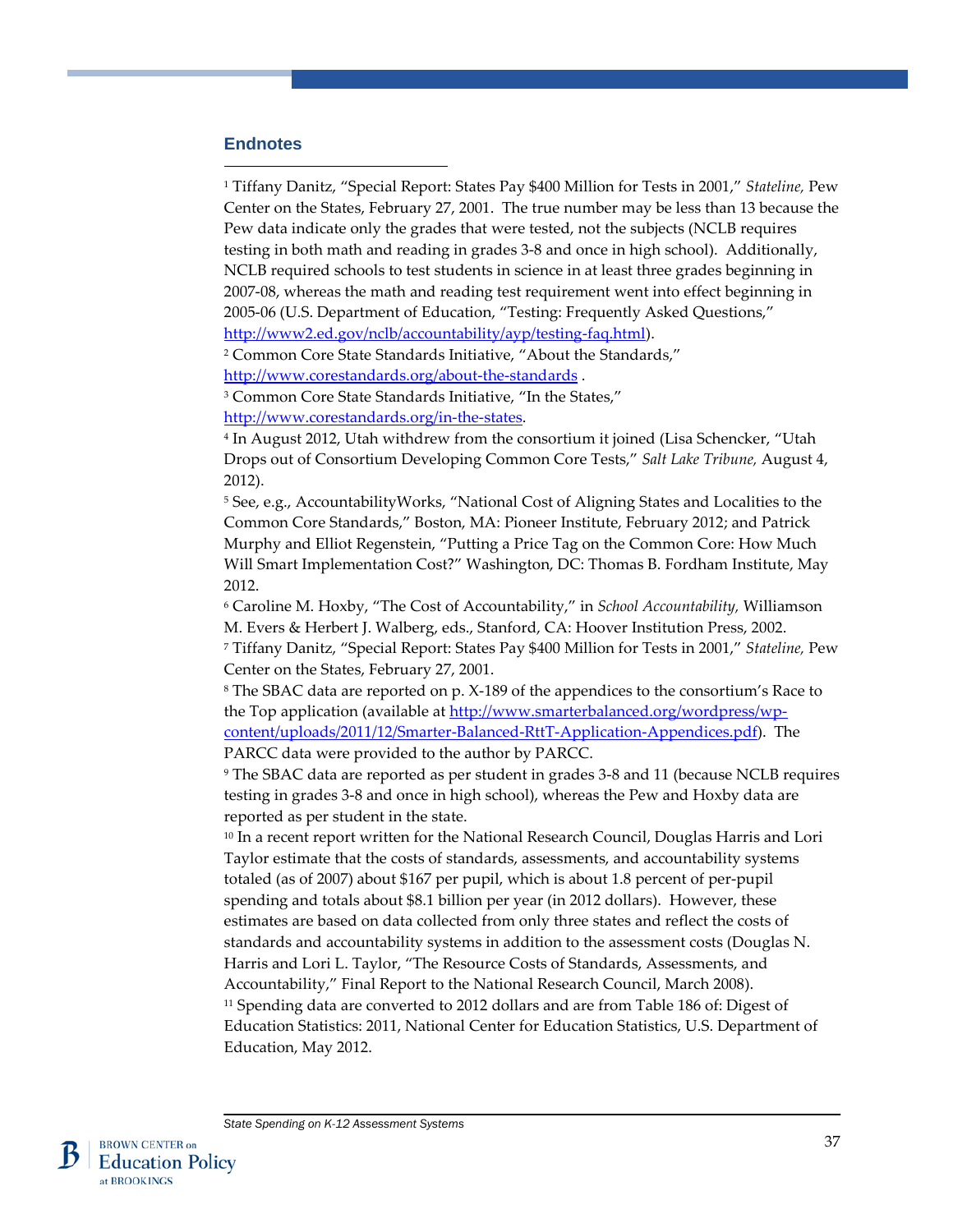## Endnotes

[1] Tiffany Danitz, "Special Report: States Pay $400 Million for Tests in 2001," *Stateline,* Pew Center on the States, February 27, 2001. The true number may be less than 13 because the Pew data indicate only the grades that were tested, not the subjects (NCLB requires testing in both math and reading in grades 3-8 and once in high school). Additionally, NCLB required schools to test students in science in at least three grades beginning in 2007-08, whereas the math and reading test requirement went into effect beginning in 2005-06 (U.S. Department of Education, "Testing: Frequently Asked Questions," http://www2.ed.gov/nclb/accountability/ayp/testing-faq.html).

[2] Common Core State Standards Initiative, "About the Standards," http://www.corestandards.org/about-the-standards .

[3] Common Core State Standards Initiative, "In the States," http://www.corestandards.org/in-the-states.

[4] In August 2012, Utah withdrew from the consortium it joined (Lisa Schencker, "Utah Drops out of Consortium Developing Common Core Tests," *Salt Lake Tribune,* August 4, 2012).

[5] See, e.g., AccountabilityWorks, "National Cost of Aligning States and Localities to the Common Core Standards," Boston, MA: Pioneer Institute, February 2012; and Patrick Murphy and Elliot Regenstein, "Putting a Price Tag on the Common Core: How Much Will Smart Implementation Cost?" Washington, DC: Thomas B. Fordham Institute, May 2012.

[6] Caroline M. Hoxby, "The Cost of Accountability," in *School Accountability,* Williamson M. Evers & Herbert J. Walberg, eds., Stanford, CA: Hoover Institution Press, 2002.

[7] Tiffany Danitz, "Special Report: States Pay $400 Million for Tests in 2001," *Stateline,* Pew Center on the States, February 27, 2001.

[8] The SBAC data are reported on p. X-189 of the appendices to the consortium's Race to the Top application (available at http://www.smarterbalanced.org/wordpress/wp-content/uploads/2011/12/Smarter-Balanced-RttT-Application-Appendices.pdf). The PARCC data were provided to the author by PARCC.

[9] The SBAC data are reported as per student in grades 3-8 and 11 (because NCLB requires testing in grades 3-8 and once in high school), whereas the Pew and Hoxby data are reported as per student in the state.

[10] In a recent report written for the National Research Council, Douglas Harris and Lori Taylor estimate that the costs of standards, assessments, and accountability systems totaled (as of 2007) about $167 per pupil, which is about 1.8 percent of per-pupil spending and totals about $8.1 billion per year (in 2012 dollars). However, these estimates are based on data collected from only three states and reflect the costs of standards and accountability systems in addition to the assessment costs (Douglas N. Harris and Lori L. Taylor, "The Resource Costs of Standards, Assessments, and Accountability," Final Report to the National Research Council, March 2008).

[11] Spending data are converted to 2012 dollars and are from Table 186 of: Digest of Education Statistics: 2011, National Center for Education Statistics, U.S. Department of Education, May 2012.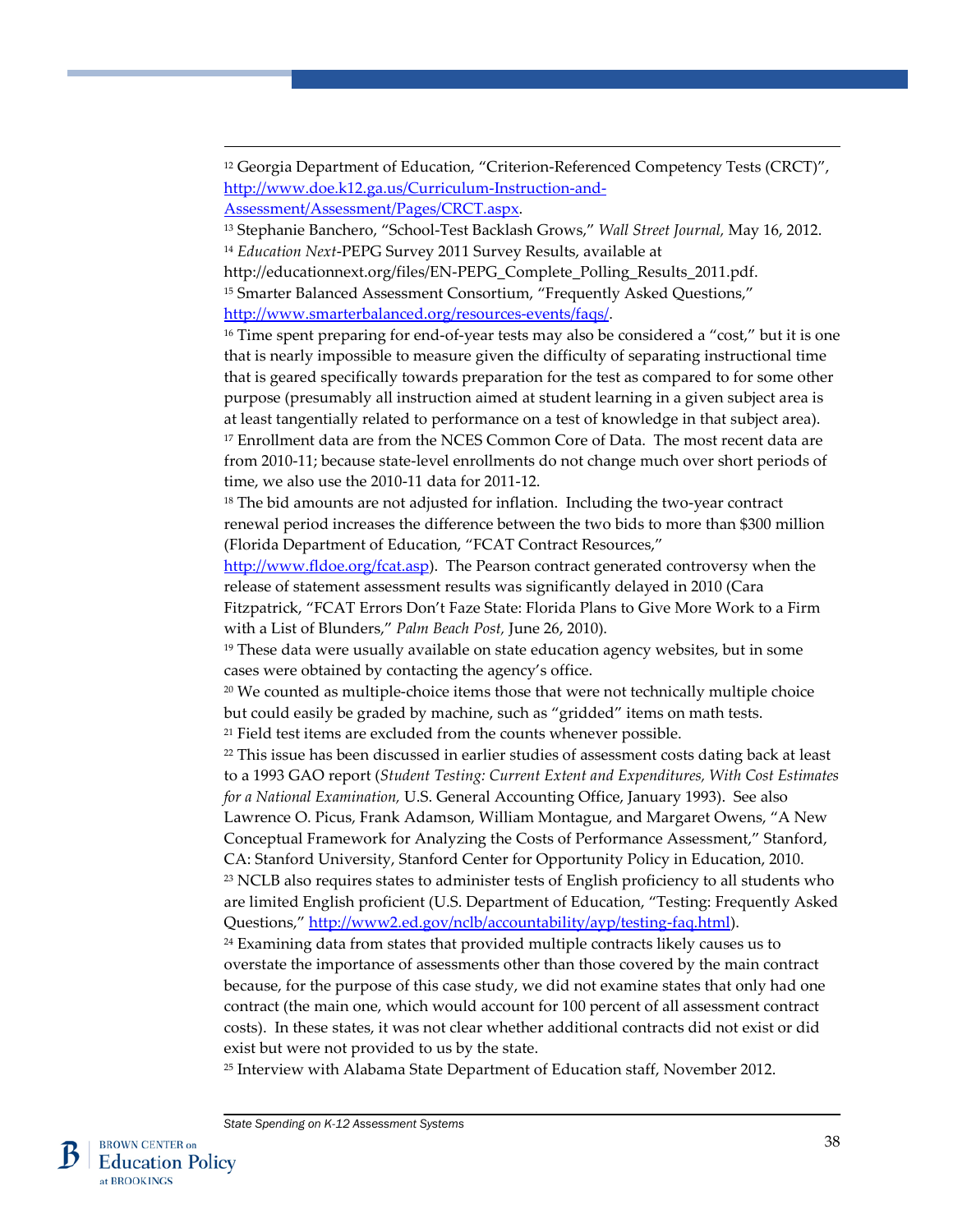[12] Georgia Department of Education, "Criterion-Referenced Competency Tests (CRCT)", http://www.doe.k12.ga.us/Curriculum-Instruction-and-Assessment/Assessment/Pages/CRCT.aspx.

[13] Stephanie Banchero, "School-Test Backlash Grows," *Wall Street Journal,* May 16, 2012.

[14] *Education Next*-PEPG Survey 2011 Survey Results, available at http://educationnext.org/files/EN-PEPG_Complete_Polling_Results_2011.pdf.

[15] Smarter Balanced Assessment Consortium, "Frequently Asked Questions," http://www.smarterbalanced.org/resources-events/faqs/.

[16] Time spent preparing for end-of-year tests may also be considered a "cost," but it is one that is nearly impossible to measure given the difficulty of separating instructional time that is geared specifically towards preparation for the test as compared to for some other purpose (presumably all instruction aimed at student learning in a given subject area is at least tangentially related to performance on a test of knowledge in that subject area).

[17] Enrollment data are from the NCES Common Core of Data. The most recent data are from 2010-11; because state-level enrollments do not change much over short periods of time, we also use the 2010-11 data for 2011-12.

[18] The bid amounts are not adjusted for inflation. Including the two-year contract renewal period increases the difference between the two bids to more than $300 million (Florida Department of Education, "FCAT Contract Resources," http://www.fldoe.org/fcat.asp). The Pearson contract generated controversy when the release of statement assessment results was significantly delayed in 2010 (Cara Fitzpatrick, "FCAT Errors Don't Faze State: Florida Plans to Give More Work to a Firm with a List of Blunders," *Palm Beach Post,* June 26, 2010).

[19] These data were usually available on state education agency websites, but in some cases were obtained by contacting the agency's office.

[20] We counted as multiple-choice items those that were not technically multiple choice but could easily be graded by machine, such as "gridded" items on math tests.

[21] Field test items are excluded from the counts whenever possible.

[22] This issue has been discussed in earlier studies of assessment costs dating back at least to a 1993 GAO report (*Student Testing: Current Extent and Expenditures, With Cost Estimates for a National Examination,* U.S. General Accounting Office, January 1993). See also Lawrence O. Picus, Frank Adamson, William Montague, and Margaret Owens, "A New Conceptual Framework for Analyzing the Costs of Performance Assessment," Stanford, CA: Stanford University, Stanford Center for Opportunity Policy in Education, 2010.

[23] NCLB also requires states to administer tests of English proficiency to all students who are limited English proficient (U.S. Department of Education, "Testing: Frequently Asked Questions," http://www2.ed.gov/nclb/accountability/ayp/testing-faq.html).

[24] Examining data from states that provided multiple contracts likely causes us to overstate the importance of assessments other than those covered by the main contract because, for the purpose of this case study, we did not examine states that only had one contract (the main one, which would account for 100 percent of all assessment contract costs). In these states, it was not clear whether additional contracts did not exist or did exist but were not provided to us by the state.

[25] Interview with Alabama State Department of Education staff, November 2012.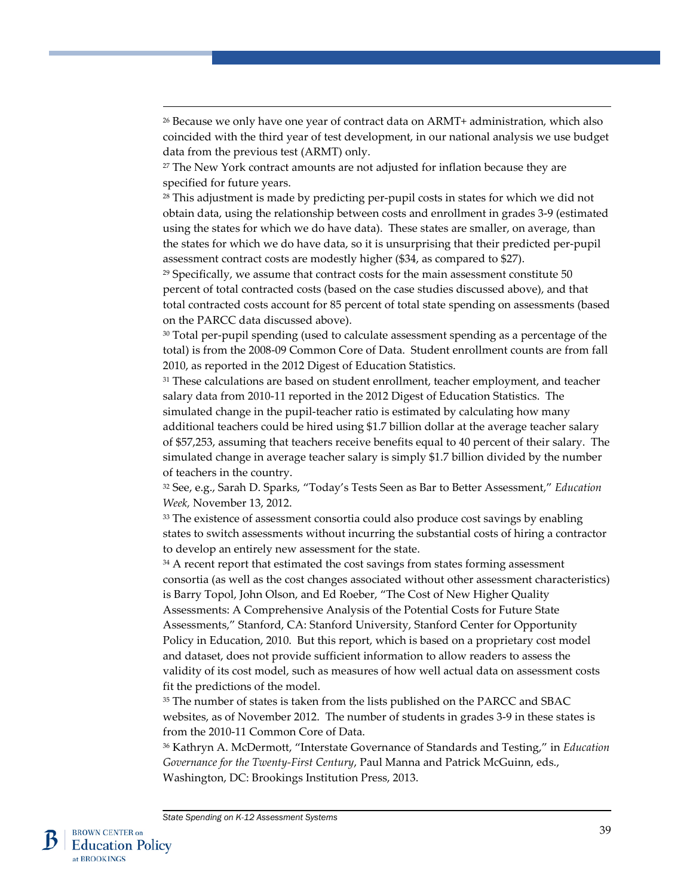[26] Because we only have one year of contract data on ARMT+ administration, which also coincided with the third year of test development, in our national analysis we use budget data from the previous test (ARMT) only.

[27] The New York contract amounts are not adjusted for inflation because they are specified for future years.

[28] This adjustment is made by predicting per-pupil costs in states for which we did not obtain data, using the relationship between costs and enrollment in grades 3-9 (estimated using the states for which we do have data). These states are smaller, on average, than the states for which we do have data, so it is unsurprising that their predicted per-pupil assessment contract costs are modestly higher ($34, as compared to $27).

[29] Specifically, we assume that contract costs for the main assessment constitute 50 percent of total contracted costs (based on the case studies discussed above), and that total contracted costs account for 85 percent of total state spending on assessments (based on the PARCC data discussed above).

[30] Total per-pupil spending (used to calculate assessment spending as a percentage of the total) is from the 2008-09 Common Core of Data. Student enrollment counts are from fall 2010, as reported in the 2012 Digest of Education Statistics.

[31] These calculations are based on student enrollment, teacher employment, and teacher salary data from 2010-11 reported in the 2012 Digest of Education Statistics. The simulated change in the pupil-teacher ratio is estimated by calculating how many additional teachers could be hired using $1.7 billion dollar at the average teacher salary of $57,253, assuming that teachers receive benefits equal to 40 percent of their salary. The simulated change in average teacher salary is simply $1.7 billion divided by the number of teachers in the country.

[32] See, e.g., Sarah D. Sparks, "Today's Tests Seen as Bar to Better Assessment," *Education Week,* November 13, 2012.

[33] The existence of assessment consortia could also produce cost savings by enabling states to switch assessments without incurring the substantial costs of hiring a contractor to develop an entirely new assessment for the state.

[34] A recent report that estimated the cost savings from states forming assessment consortia (as well as the cost changes associated without other assessment characteristics) is Barry Topol, John Olson, and Ed Roeber, "The Cost of New Higher Quality Assessments: A Comprehensive Analysis of the Potential Costs for Future State Assessments," Stanford, CA: Stanford University, Stanford Center for Opportunity Policy in Education, 2010. But this report, which is based on a proprietary cost model and dataset, does not provide sufficient information to allow readers to assess the validity of its cost model, such as measures of how well actual data on assessment costs fit the predictions of the model.

[35] The number of states is taken from the lists published on the PARCC and SBAC websites, as of November 2012. The number of students in grades 3-9 in these states is from the 2010-11 Common Core of Data.

[36] Kathryn A. McDermott, "Interstate Governance of Standards and Testing," in *Education Governance for the Twenty-First Century*, Paul Manna and Patrick McGuinn, eds., Washington, DC: Brookings Institution Press, 2013.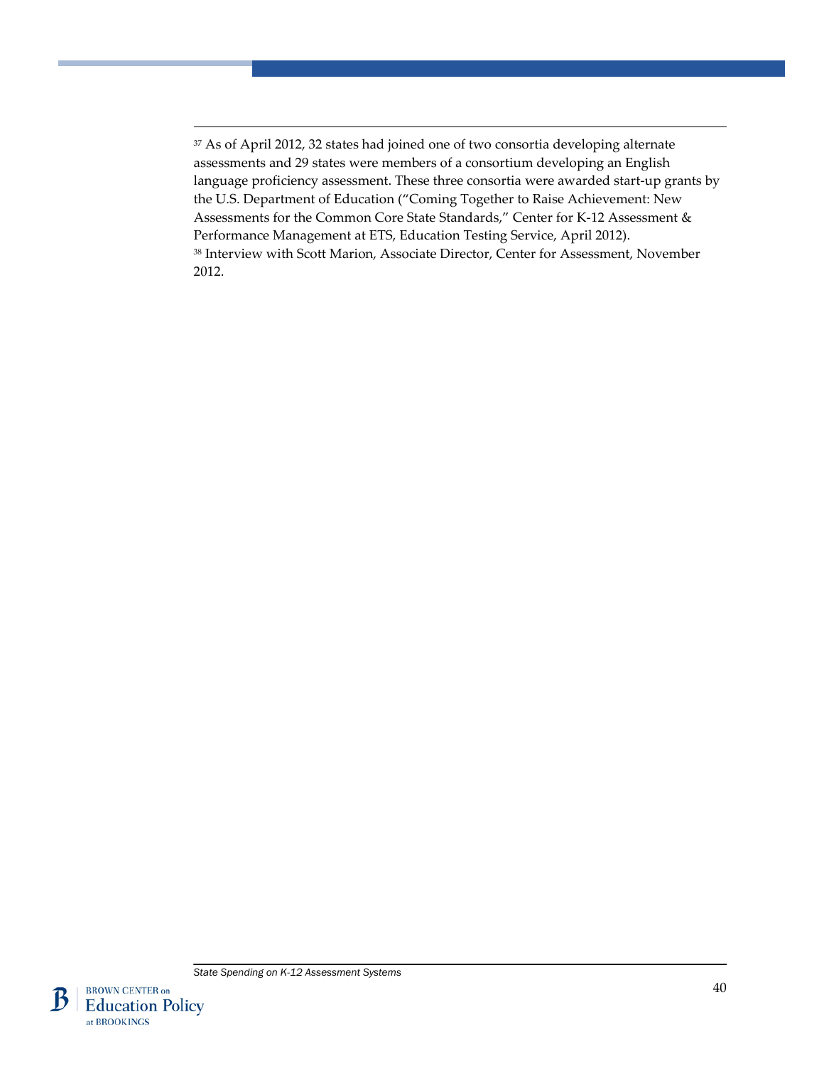[37] As of April 2012, 32 states had joined one of two consortia developing alternate assessments and 29 states were members of a consortium developing an English language proficiency assessment. These three consortia were awarded start-up grants by the U.S. Department of Education ("Coming Together to Raise Achievement: New Assessments for the Common Core State Standards," Center for K-12 Assessment & Performance Management at ETS, Education Testing Service, April 2012).

[38] Interview with Scott Marion, Associate Director, Center for Assessment, November 2012.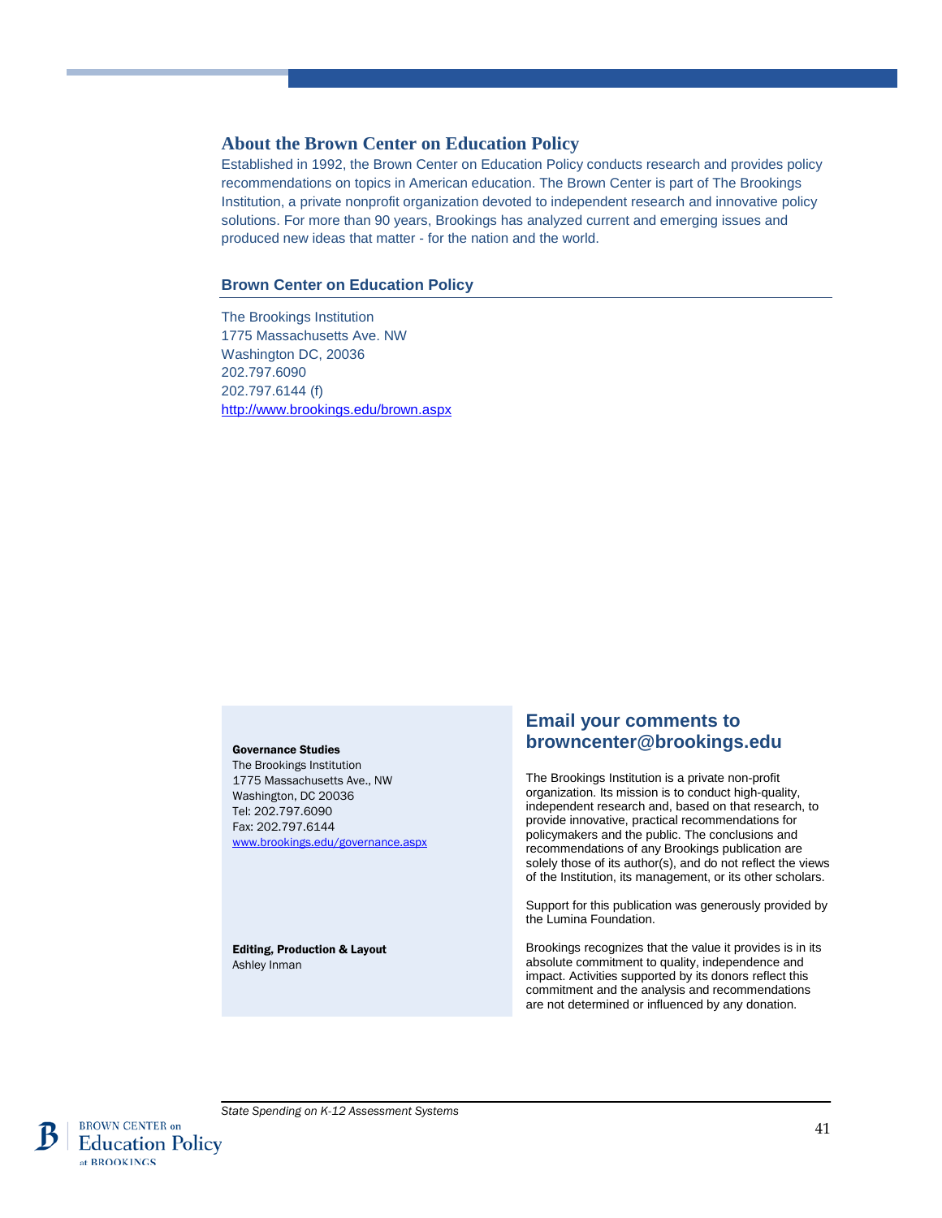## About the Brown Center on Education Policy

Established in 1992, the Brown Center on Education Policy conducts research and provides policy recommendations on topics in American education. The Brown Center is part of The Brookings Institution, a private nonprofit organization devoted to independent research and innovative policy solutions. For more than 90 years, Brookings has analyzed current and emerging issues and produced new ideas that matter - for the nation and the world.

### Brown Center on Education Policy

The Brookings Institution
1775 Massachusetts Ave. NW
Washington DC, 20036
202.797.6090
202.797.6144 (f)
http://www.brookings.edu/brown.aspx

**Governance Studies**
The Brookings Institution
1775 Massachusetts Ave., NW
Washington, DC 20036
Tel: 202.797.6090
Fax: 202.797.6144
www.brookings.edu/governance.aspx

**Editing, Production & Layout**
Ashley Inman

### Email your comments to browncenter@brookings.edu

The Brookings Institution is a private non-profit organization. Its mission is to conduct high-quality, independent research and, based on that research, to provide innovative, practical recommendations for policymakers and the public. The conclusions and recommendations of any Brookings publication are solely those of its author(s), and do not reflect the views of the Institution, its management, or its other scholars.

Support for this publication was generously provided by the Lumina Foundation.

Brookings recognizes that the value it provides is in its absolute commitment to quality, independence and impact. Activities supported by its donors reflect this commitment and the analysis and recommendations are not determined or influenced by any donation.